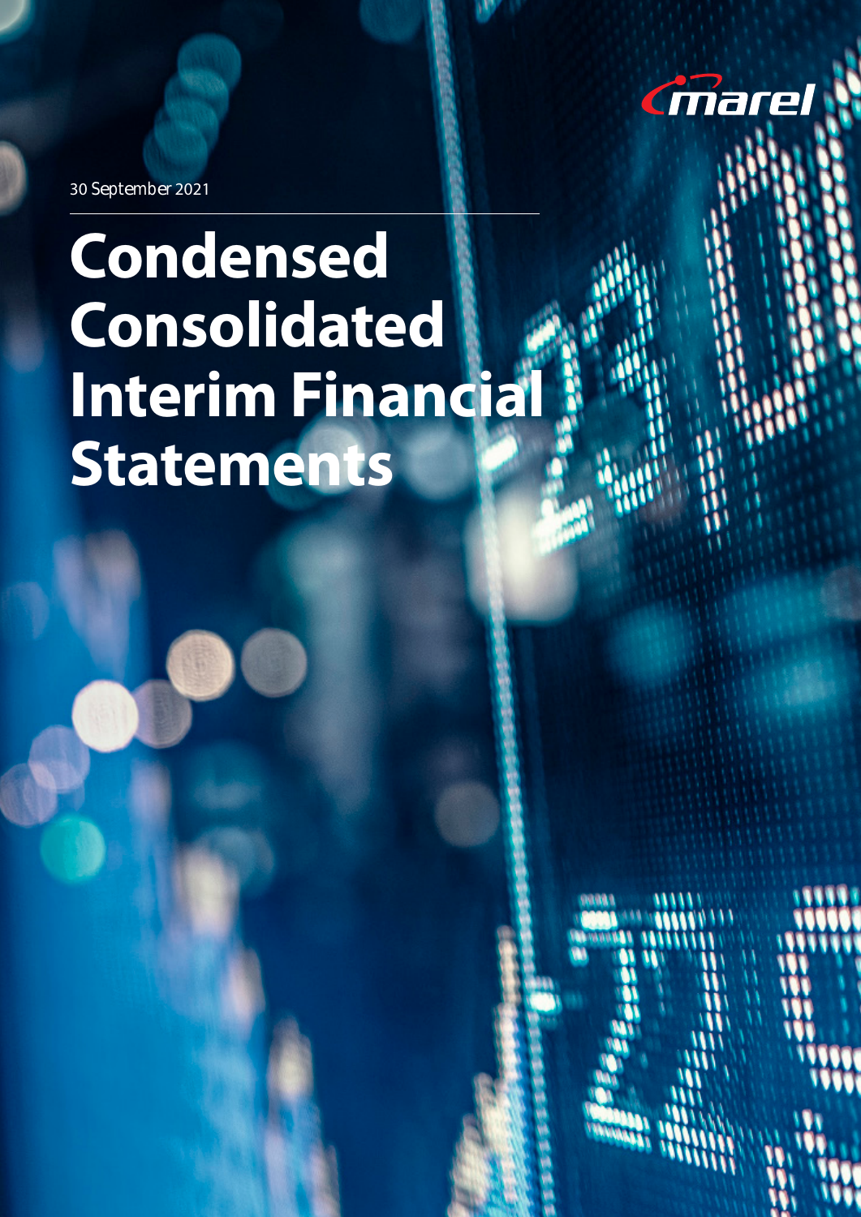marel

30 September 2021

# Condensed Consolidated Interim Financial Statements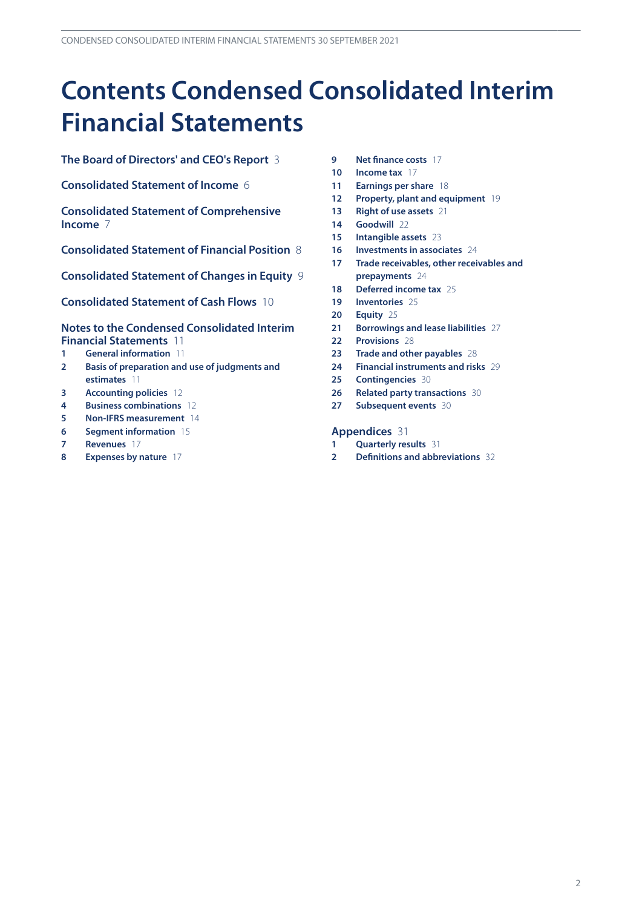# Contents Condensed Consolidated Interim Financial Statements

**The Board of Directors' and CEO's Report** 3

**Consolidated Statement of Income** 6

**Consolidated Statement of Comprehensive Income** 7

**Consolidated Statement of Financial Position** 8

**Consolidated Statement of Changes in Equity** 9

**Consolidated Statement of Cash Flows** 10

**Notes to the Condensed Consolidated Interim Financial Statements** 11

1 **General information** 11
2 **Basis of preparation and use of judgments and estimates** 11
3 **Accounting policies** 12
4 **Business combinations** 12
5 **Non-IFRS measurement** 14
6 **Segment information** 15
7 **Revenues** 17
8 **Expenses by nature** 17
9 **Net finance costs** 17
10 **Income tax** 17
11 **Earnings per share** 18
12 **Property, plant and equipment** 19
13 **Right of use assets** 21
14 **Goodwill** 22
15 **Intangible assets** 23
16 **Investments in associates** 24
17 **Trade receivables, other receivables and prepayments** 24
18 **Deferred income tax** 25
19 **Inventories** 25
20 **Equity** 25
21 **Borrowings and lease liabilities** 27
22 **Provisions** 28
23 **Trade and other payables** 28
24 **Financial instruments and risks** 29
25 **Contingencies** 30
26 **Related party transactions** 30
27 **Subsequent events** 30

**Appendices** 31

1 **Quarterly results** 31
2 **Definitions and abbreviations** 32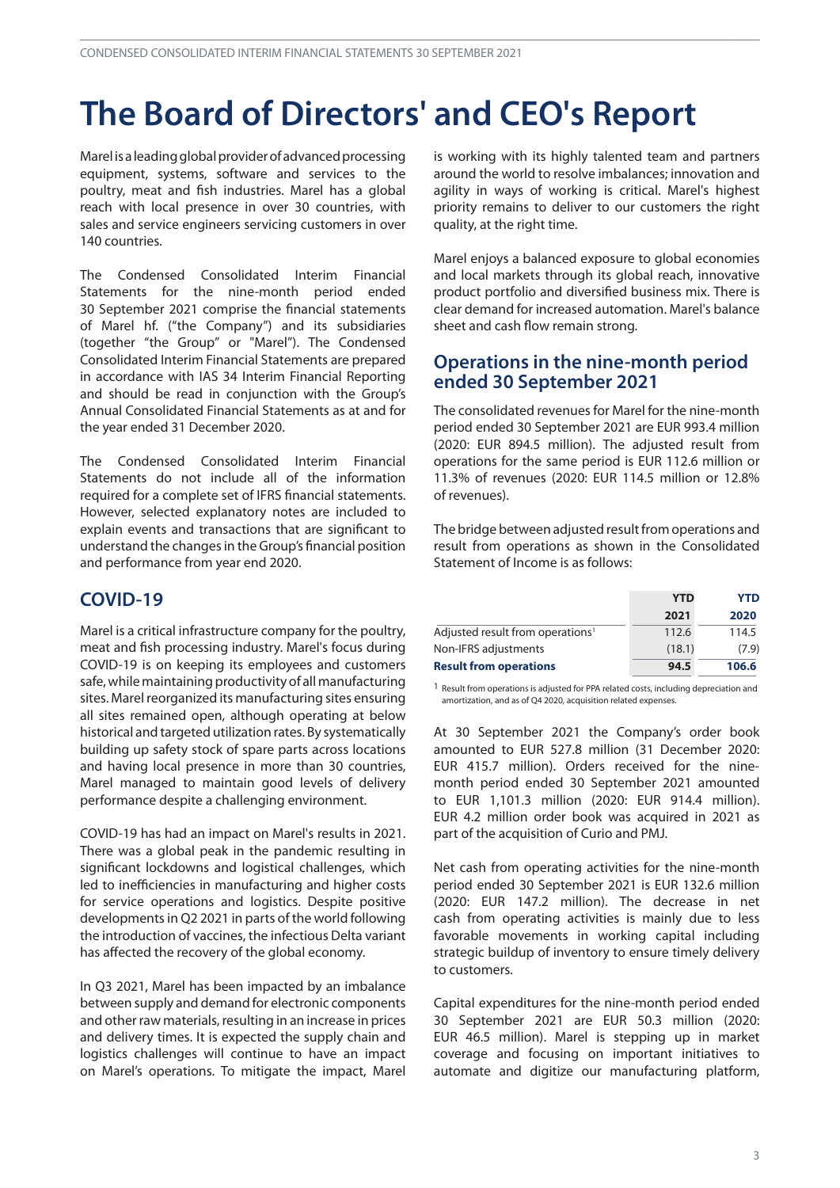# The Board of Directors' and CEO's Report

Marel is a leading global provider of advanced processing equipment, systems, software and services to the poultry, meat and fish industries. Marel has a global reach with local presence in over 30 countries, with sales and service engineers servicing customers in over 140 countries.

The Condensed Consolidated Interim Financial Statements for the nine-month period ended 30 September 2021 comprise the financial statements of Marel hf. ("the Company") and its subsidiaries (together "the Group" or "Marel"). The Condensed Consolidated Interim Financial Statements are prepared in accordance with IAS 34 Interim Financial Reporting and should be read in conjunction with the Group's Annual Consolidated Financial Statements as at and for the year ended 31 December 2020.

The Condensed Consolidated Interim Financial Statements do not include all of the information required for a complete set of IFRS financial statements. However, selected explanatory notes are included to explain events and transactions that are significant to understand the changes in the Group's financial position and performance from year end 2020.

## COVID-19

Marel is a critical infrastructure company for the poultry, meat and fish processing industry. Marel's focus during COVID-19 is on keeping its employees and customers safe, while maintaining productivity of all manufacturing sites. Marel reorganized its manufacturing sites ensuring all sites remained open, although operating at below historical and targeted utilization rates. By systematically building up safety stock of spare parts across locations and having local presence in more than 30 countries, Marel managed to maintain good levels of delivery performance despite a challenging environment.

COVID-19 has had an impact on Marel's results in 2021. There was a global peak in the pandemic resulting in significant lockdowns and logistical challenges, which led to inefficiencies in manufacturing and higher costs for service operations and logistics. Despite positive developments in Q2 2021 in parts of the world following the introduction of vaccines, the infectious Delta variant has affected the recovery of the global economy.

In Q3 2021, Marel has been impacted by an imbalance between supply and demand for electronic components and other raw materials, resulting in an increase in prices and delivery times. It is expected the supply chain and logistics challenges will continue to have an impact on Marel's operations. To mitigate the impact, Marel is working with its highly talented team and partners around the world to resolve imbalances; innovation and agility in ways of working is critical. Marel's highest priority remains to deliver to our customers the right quality, at the right time.

Marel enjoys a balanced exposure to global economies and local markets through its global reach, innovative product portfolio and diversified business mix. There is clear demand for increased automation. Marel's balance sheet and cash flow remain strong.

## Operations in the nine-month period ended 30 September 2021

The consolidated revenues for Marel for the nine-month period ended 30 September 2021 are EUR 993.4 million (2020: EUR 894.5 million). The adjusted result from operations for the same period is EUR 112.6 million or 11.3% of revenues (2020: EUR 114.5 million or 12.8% of revenues).

The bridge between adjusted result from operations and result from operations as shown in the Consolidated Statement of Income is as follows:

| | YTD 2021 | YTD 2020 |
|---|---|---|
| Adjusted result from operations[1] | 112.6 | 114.5 |
| Non-IFRS adjustments | (18.1) | (7.9) |
| **Result from operations** | **94.5** | **106.6** |

[1] Result from operations is adjusted for PPA related costs, including depreciation and amortization, and as of Q4 2020, acquisition related expenses.

At 30 September 2021 the Company's order book amounted to EUR 527.8 million (31 December 2020: EUR 415.7 million). Orders received for the nine-month period ended 30 September 2021 amounted to EUR 1,101.3 million (2020: EUR 914.4 million). EUR 4.2 million order book was acquired in 2021 as part of the acquisition of Curio and PMJ.

Net cash from operating activities for the nine-month period ended 30 September 2021 is EUR 132.6 million (2020: EUR 147.2 million). The decrease in net cash from operating activities is mainly due to less favorable movements in working capital including strategic buildup of inventory to ensure timely delivery to customers.

Capital expenditures for the nine-month period ended 30 September 2021 are EUR 50.3 million (2020: EUR 46.5 million). Marel is stepping up in market coverage and focusing on important initiatives to automate and digitize our manufacturing platform,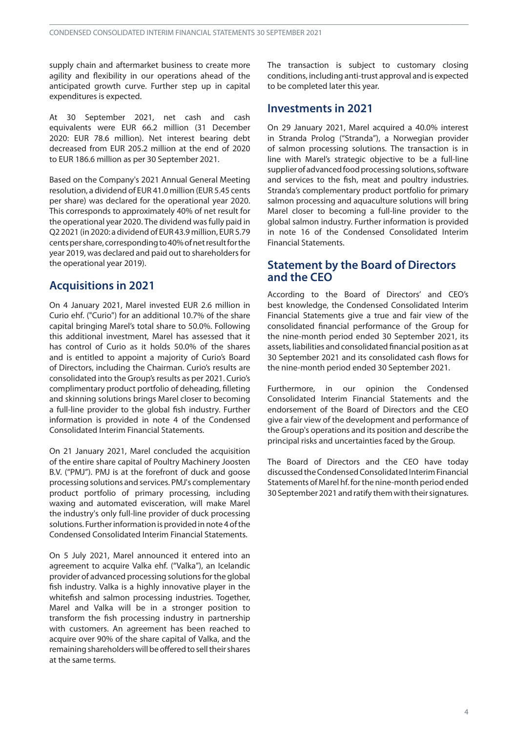supply chain and aftermarket business to create more agility and flexibility in our operations ahead of the anticipated growth curve. Further step up in capital expenditures is expected.

At 30 September 2021, net cash and cash equivalents were EUR 66.2 million (31 December 2020: EUR 78.6 million). Net interest bearing debt decreased from EUR 205.2 million at the end of 2020 to EUR 186.6 million as per 30 September 2021.

Based on the Company's 2021 Annual General Meeting resolution, a dividend of EUR 41.0 million (EUR 5.45 cents per share) was declared for the operational year 2020. This corresponds to approximately 40% of net result for the operational year 2020. The dividend was fully paid in Q2 2021 (in 2020: a dividend of EUR 43.9 million, EUR 5.79 cents per share, corresponding to 40% of net result for the year 2019, was declared and paid out to shareholders for the operational year 2019).

## Acquisitions in 2021

On 4 January 2021, Marel invested EUR 2.6 million in Curio ehf. ("Curio") for an additional 10.7% of the share capital bringing Marel's total share to 50.0%. Following this additional investment, Marel has assessed that it has control of Curio as it holds 50.0% of the shares and is entitled to appoint a majority of Curio's Board of Directors, including the Chairman. Curio's results are consolidated into the Group's results as per 2021. Curio's complimentary product portfolio of deheading, filleting and skinning solutions brings Marel closer to becoming a full-line provider to the global fish industry. Further information is provided in note 4 of the Condensed Consolidated Interim Financial Statements.

On 21 January 2021, Marel concluded the acquisition of the entire share capital of Poultry Machinery Joosten B.V. ("PMJ"). PMJ is at the forefront of duck and goose processing solutions and services. PMJ's complementary product portfolio of primary processing, including waxing and automated evisceration, will make Marel the industry's only full-line provider of duck processing solutions. Further information is provided in note 4 of the Condensed Consolidated Interim Financial Statements.

On 5 July 2021, Marel announced it entered into an agreement to acquire Valka ehf. ("Valka"), an Icelandic provider of advanced processing solutions for the global fish industry. Valka is a highly innovative player in the whitefish and salmon processing industries. Together, Marel and Valka will be in a stronger position to transform the fish processing industry in partnership with customers. An agreement has been reached to acquire over 90% of the share capital of Valka, and the remaining shareholders will be offered to sell their shares at the same terms.

The transaction is subject to customary closing conditions, including anti-trust approval and is expected to be completed later this year.

## Investments in 2021

On 29 January 2021, Marel acquired a 40.0% interest in Stranda Prolog ("Stranda"), a Norwegian provider of salmon processing solutions. The transaction is in line with Marel's strategic objective to be a full-line supplier of advanced food processing solutions, software and services to the fish, meat and poultry industries. Stranda's complementary product portfolio for primary salmon processing and aquaculture solutions will bring Marel closer to becoming a full-line provider to the global salmon industry. Further information is provided in note 16 of the Condensed Consolidated Interim Financial Statements.

## Statement by the Board of Directors and the CEO

According to the Board of Directors' and CEO's best knowledge, the Condensed Consolidated Interim Financial Statements give a true and fair view of the consolidated financial performance of the Group for the nine-month period ended 30 September 2021, its assets, liabilities and consolidated financial position as at 30 September 2021 and its consolidated cash flows for the nine-month period ended 30 September 2021.

Furthermore, in our opinion the Condensed Consolidated Interim Financial Statements and the endorsement of the Board of Directors and the CEO give a fair view of the development and performance of the Group's operations and its position and describe the principal risks and uncertainties faced by the Group.

The Board of Directors and the CEO have today discussed the Condensed Consolidated Interim Financial Statements of Marel hf. for the nine-month period ended 30 September 2021 and ratify them with their signatures.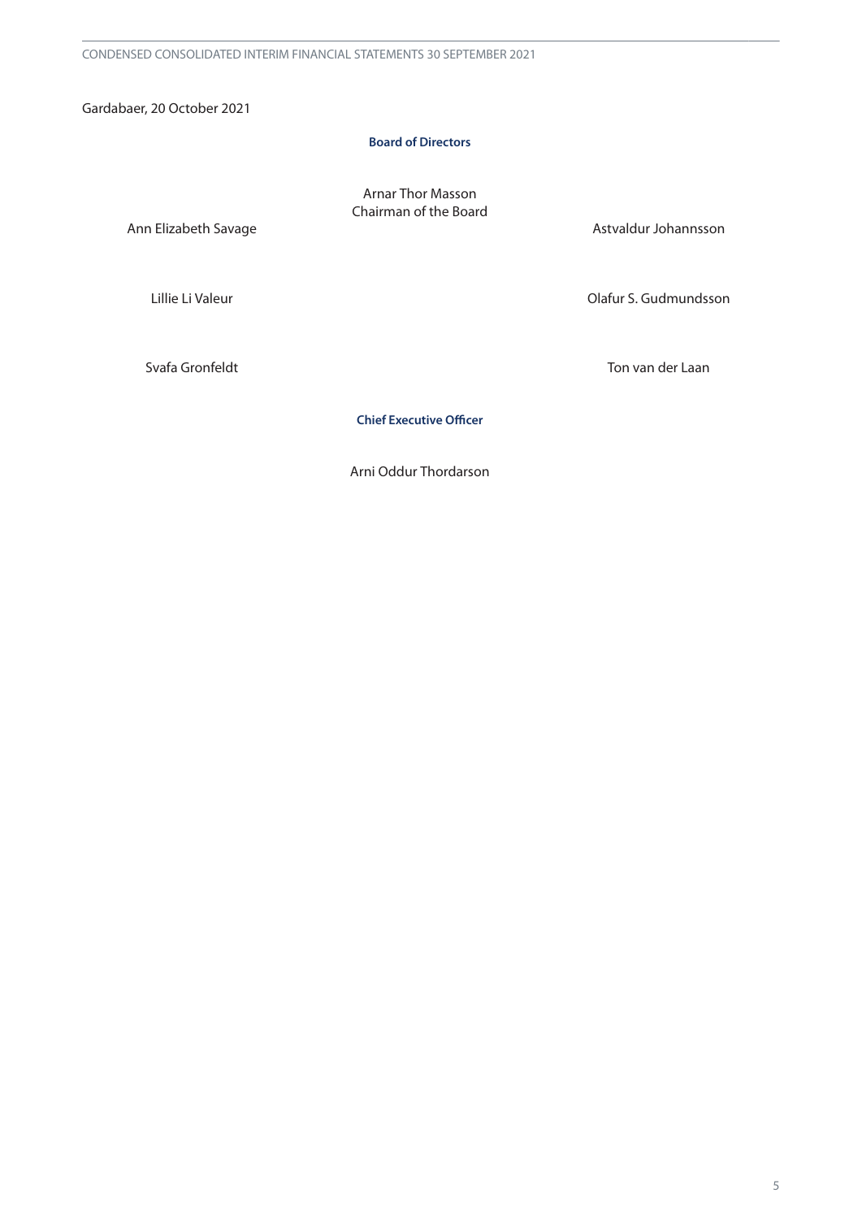Gardabaer, 20 October 2021

**Board of Directors**

Arnar Thor Masson
Chairman of the Board

Ann Elizabeth Savage

Astvaldur Johannsson

Lillie Li Valeur

Olafur S. Gudmundsson

Svafa Gronfeldt

Ton van der Laan

**Chief Executive Officer**

Arni Oddur Thordarson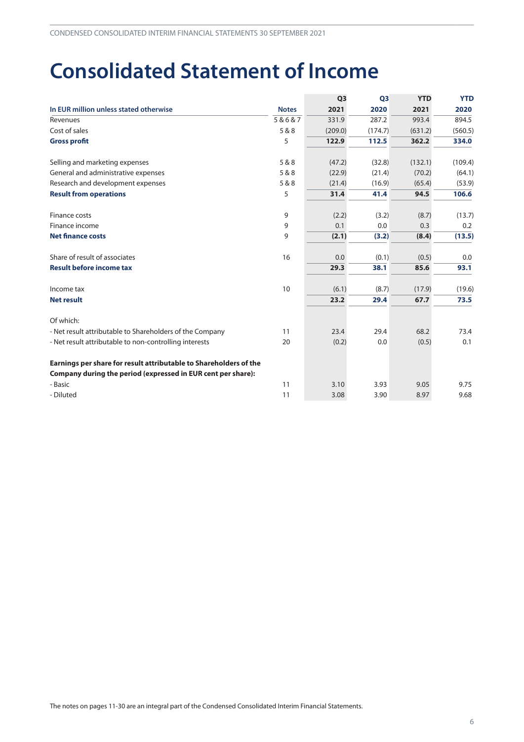# Consolidated Statement of Income

| In EUR million unless stated otherwise | Notes | Q3 2021 | Q3 2020 | YTD 2021 | YTD 2020 |
|---|---|---|---|---|---|
| Revenues | 5 & 6 & 7 | 331.9 | 287.2 | 993.4 | 894.5 |
| Cost of sales | 5 & 8 | (209.0) | (174.7) | (631.2) | (560.5) |
| **Gross profit** | 5 | **122.9** | **112.5** | **362.2** | **334.0** |
| | | | | | |
| Selling and marketing expenses | 5 & 8 | (47.2) | (32.8) | (132.1) | (109.4) |
| General and administrative expenses | 5 & 8 | (22.9) | (21.4) | (70.2) | (64.1) |
| Research and development expenses | 5 & 8 | (21.4) | (16.9) | (65.4) | (53.9) |
| **Result from operations** | 5 | **31.4** | **41.4** | **94.5** | **106.6** |
| | | | | | |
| Finance costs | 9 | (2.2) | (3.2) | (8.7) | (13.7) |
| Finance income | 9 | 0.1 | 0.0 | 0.3 | 0.2 |
| **Net finance costs** | 9 | **(2.1)** | **(3.2)** | **(8.4)** | **(13.5)** |
| | | | | | |
| Share of result of associates | 16 | 0.0 | (0.1) | (0.5) | 0.0 |
| **Result before income tax** | | **29.3** | **38.1** | **85.6** | **93.1** |
| | | | | | |
| Income tax | 10 | (6.1) | (8.7) | (17.9) | (19.6) |
| **Net result** | | **23.2** | **29.4** | **67.7** | **73.5** |
| | | | | | |
| Of which: | | | | | |
| - Net result attributable to Shareholders of the Company | 11 | 23.4 | 29.4 | 68.2 | 73.4 |
| - Net result attributable to non-controlling interests | 20 | (0.2) | 0.0 | (0.5) | 0.1 |
| | | | | | |
| **Earnings per share for result attributable to Shareholders of the Company during the period (expressed in EUR cent per share):** | | | | | |
| - Basic | 11 | 3.10 | 3.93 | 9.05 | 9.75 |
| - Diluted | 11 | 3.08 | 3.90 | 8.97 | 9.68 |

The notes on pages 11-30 are an integral part of the Condensed Consolidated Interim Financial Statements.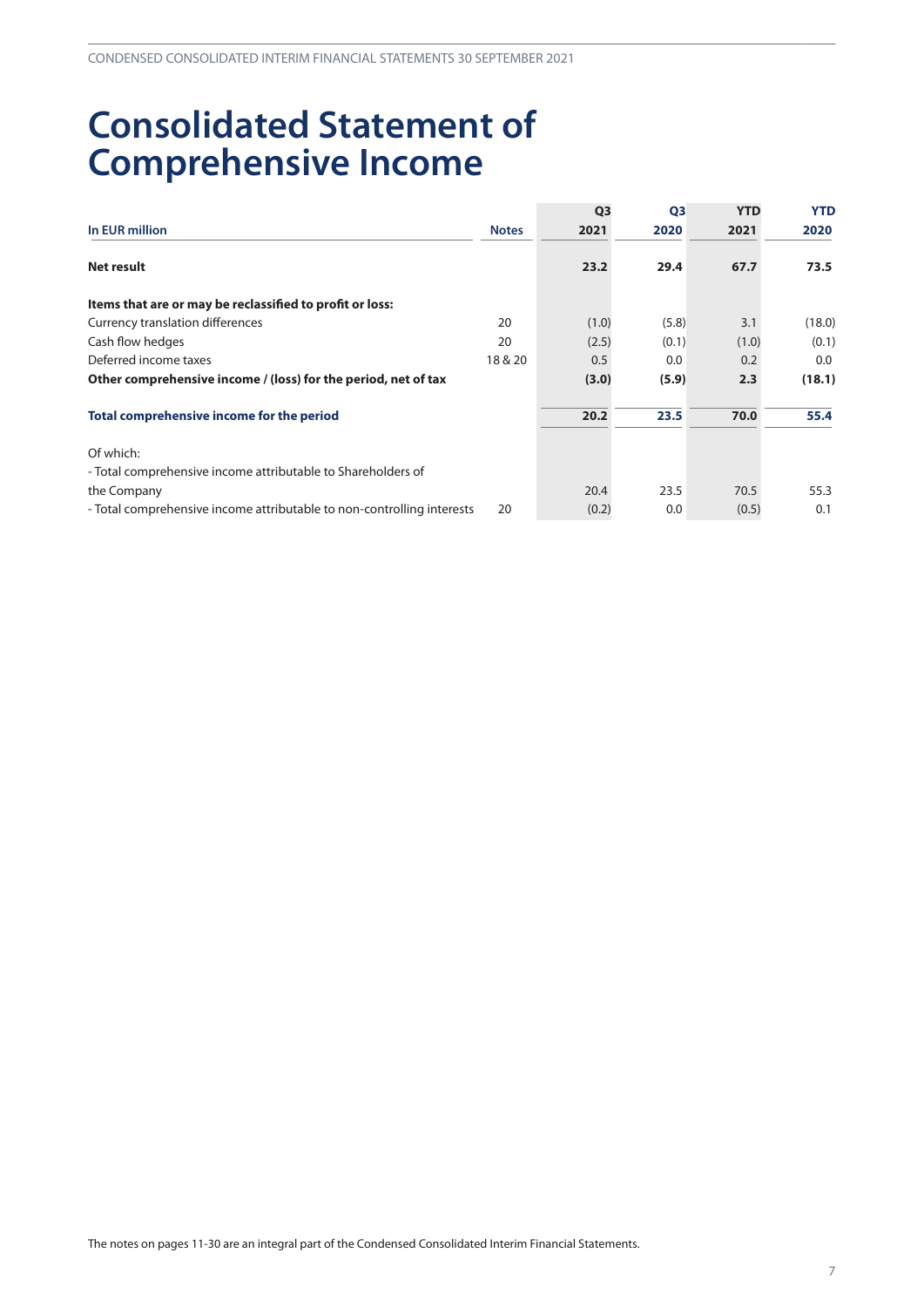# Consolidated Statement of Comprehensive Income

| In EUR million | Notes | Q3 2021 | Q3 2020 | YTD 2021 | YTD 2020 |
|---|---|---|---|---|---|
| **Net result** | | **23.2** | **29.4** | **67.7** | **73.5** |
| | | | | | |
| **Items that are or may be reclassified to profit or loss:** | | | | | |
| Currency translation differences | 20 | (1.0) | (5.8) | 3.1 | (18.0) |
| Cash flow hedges | 20 | (2.5) | (0.1) | (1.0) | (0.1) |
| Deferred income taxes | 18 & 20 | 0.5 | 0.0 | 0.2 | 0.0 |
| **Other comprehensive income / (loss) for the period, net of tax** | | **(3.0)** | **(5.9)** | **2.3** | **(18.1)** |
| | | | | | |
| **Total comprehensive income for the period** | | **20.2** | **23.5** | **70.0** | **55.4** |
| | | | | | |
| Of which: | | | | | |
| - Total comprehensive income attributable to Shareholders of the Company | | 20.4 | 23.5 | 70.5 | 55.3 |
| - Total comprehensive income attributable to non-controlling interests | 20 | (0.2) | 0.0 | (0.5) | 0.1 |

The notes on pages 11-30 are an integral part of the Condensed Consolidated Interim Financial Statements.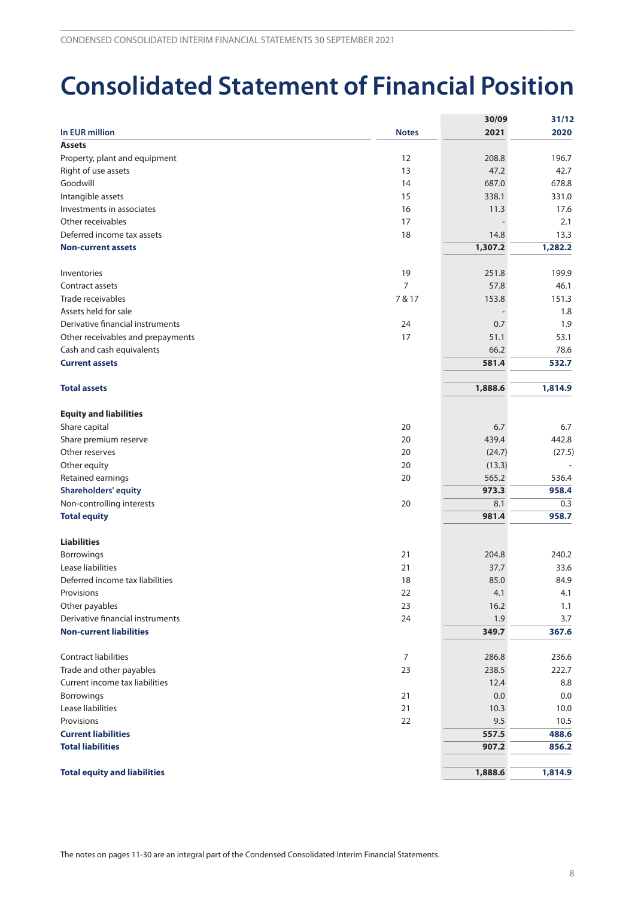# Consolidated Statement of Financial Position

| In EUR million | Notes | 30/09 2021 | 31/12 2020 |
|---|---|---|---|
| **Assets** | | | |
| Property, plant and equipment | 12 | 208.8 | 196.7 |
| Right of use assets | 13 | 47.2 | 42.7 |
| Goodwill | 14 | 687.0 | 678.8 |
| Intangible assets | 15 | 338.1 | 331.0 |
| Investments in associates | 16 | 11.3 | 17.6 |
| Other receivables | 17 | - | 2.1 |
| Deferred income tax assets | 18 | 14.8 | 13.3 |
| **Non-current assets** | | **1,307.2** | **1,282.2** |
| | | | |
| Inventories | 19 | 251.8 | 199.9 |
| Contract assets | 7 | 57.8 | 46.1 |
| Trade receivables | 7 & 17 | 153.8 | 151.3 |
| Assets held for sale | | - | 1.8 |
| Derivative financial instruments | 24 | 0.7 | 1.9 |
| Other receivables and prepayments | 17 | 51.1 | 53.1 |
| Cash and cash equivalents | | 66.2 | 78.6 |
| **Current assets** | | **581.4** | **532.7** |
| | | | |
| **Total assets** | | **1,888.6** | **1,814.9** |
| | | | |
| **Equity and liabilities** | | | |
| Share capital | 20 | 6.7 | 6.7 |
| Share premium reserve | 20 | 439.4 | 442.8 |
| Other reserves | 20 | (24.7) | (27.5) |
| Other equity | 20 | (13.3) | - |
| Retained earnings | 20 | 565.2 | 536.4 |
| **Shareholders' equity** | | **973.3** | **958.4** |
| Non-controlling interests | 20 | 8.1 | 0.3 |
| **Total equity** | | **981.4** | **958.7** |
| | | | |
| **Liabilities** | | | |
| Borrowings | 21 | 204.8 | 240.2 |
| Lease liabilities | 21 | 37.7 | 33.6 |
| Deferred income tax liabilities | 18 | 85.0 | 84.9 |
| Provisions | 22 | 4.1 | 4.1 |
| Other payables | 23 | 16.2 | 1.1 |
| Derivative financial instruments | 24 | 1.9 | 3.7 |
| **Non-current liabilities** | | **349.7** | **367.6** |
| | | | |
| Contract liabilities | 7 | 286.8 | 236.6 |
| Trade and other payables | 23 | 238.5 | 222.7 |
| Current income tax liabilities | | 12.4 | 8.8 |
| Borrowings | 21 | 0.0 | 0.0 |
| Lease liabilities | 21 | 10.3 | 10.0 |
| Provisions | 22 | 9.5 | 10.5 |
| **Current liabilities** | | **557.5** | **488.6** |
| **Total liabilities** | | **907.2** | **856.2** |
| | | | |
| **Total equity and liabilities** | | **1,888.6** | **1,814.9** |

The notes on pages 11-30 are an integral part of the Condensed Consolidated Interim Financial Statements.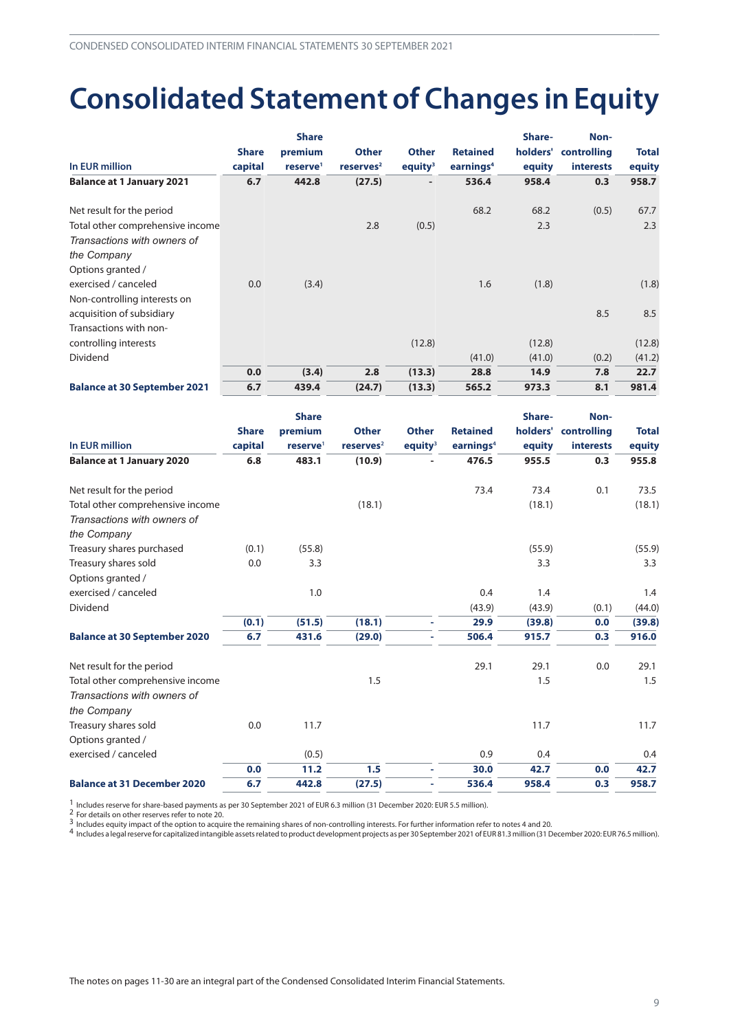# Consolidated Statement of Changes in Equity

| In EUR million | Share capital | Share premium reserve[1] | Other reserves[2] | Other equity[3] | Retained earnings[4] | Share-holders' equity | Non-controlling interests | Total equity |
|---|---|---|---|---|---|---|---|---|
| **Balance at 1 January 2021** | **6.7** | **442.8** | **(27.5)** | **-** | **536.4** | **958.4** | **0.3** | **958.7** |
| Net result for the period | | | | | 68.2 | 68.2 | (0.5) | 67.7 |
| Total other comprehensive income | | | 2.8 | (0.5) | | 2.3 | | 2.3 |
| *Transactions with owners of the Company* | | | | | | | | |
| Options granted / exercised / canceled | 0.0 | (3.4) | | | 1.6 | (1.8) | | (1.8) |
| Non-controlling interests on acquisition of subsidiary | | | | | | | 8.5 | 8.5 |
| Transactions with non-controlling interests | | | | (12.8) | | (12.8) | | (12.8) |
| Dividend | | | | | (41.0) | (41.0) | (0.2) | (41.2) |
| | **0.0** | **(3.4)** | **2.8** | **(13.3)** | **28.8** | **14.9** | **7.8** | **22.7** |
| **Balance at 30 September 2021** | **6.7** | **439.4** | **(24.7)** | **(13.3)** | **565.2** | **973.3** | **8.1** | **981.4** |

| In EUR million | Share capital | Share premium reserve[1] | Other reserves[2] | Other equity[3] | Retained earnings[4] | Share-holders' equity | Non-controlling interests | Total equity |
|---|---|---|---|---|---|---|---|---|
| **Balance at 1 January 2020** | **6.8** | **483.1** | **(10.9)** | **-** | **476.5** | **955.5** | **0.3** | **955.8** |
| Net result for the period | | | | | 73.4 | 73.4 | 0.1 | 73.5 |
| Total other comprehensive income | | | (18.1) | | | (18.1) | | (18.1) |
| *Transactions with owners of the Company* | | | | | | | | |
| Treasury shares purchased | (0.1) | (55.8) | | | | (55.9) | | (55.9) |
| Treasury shares sold | 0.0 | 3.3 | | | | 3.3 | | 3.3 |
| Options granted / exercised / canceled | | 1.0 | | | 0.4 | 1.4 | | 1.4 |
| Dividend | | | | | (43.9) | (43.9) | (0.1) | (44.0) |
| | **(0.1)** | **(51.5)** | **(18.1)** | **-** | **29.9** | **(39.8)** | **0.0** | **(39.8)** |
| **Balance at 30 September 2020** | **6.7** | **431.6** | **(29.0)** | **-** | **506.4** | **915.7** | **0.3** | **916.0** |
| Net result for the period | | | | | 29.1 | 29.1 | 0.0 | 29.1 |
| Total other comprehensive income | | | 1.5 | | | 1.5 | | 1.5 |
| *Transactions with owners of the Company* | | | | | | | | |
| Treasury shares sold | 0.0 | 11.7 | | | | 11.7 | | 11.7 |
| Options granted / exercised / canceled | | (0.5) | | | 0.9 | 0.4 | | 0.4 |
| | **0.0** | **11.2** | **1.5** | **-** | **30.0** | **42.7** | **0.0** | **42.7** |
| **Balance at 31 December 2020** | **6.7** | **442.8** | **(27.5)** | **-** | **536.4** | **958.4** | **0.3** | **958.7** |

[1] Includes reserve for share-based payments as per 30 September 2021 of EUR 6.3 million (31 December 2020: EUR 5.5 million).
[2] For details on other reserves refer to note 20.
[3] Includes equity impact of the option to acquire the remaining shares of non-controlling interests. For further information refer to notes 4 and 20.
[4] Includes a legal reserve for capitalized intangible assets related to product development projects as per 30 September 2021 of EUR 81.3 million (31 December 2020: EUR 76.5 million).

The notes on pages 11-30 are an integral part of the Condensed Consolidated Interim Financial Statements.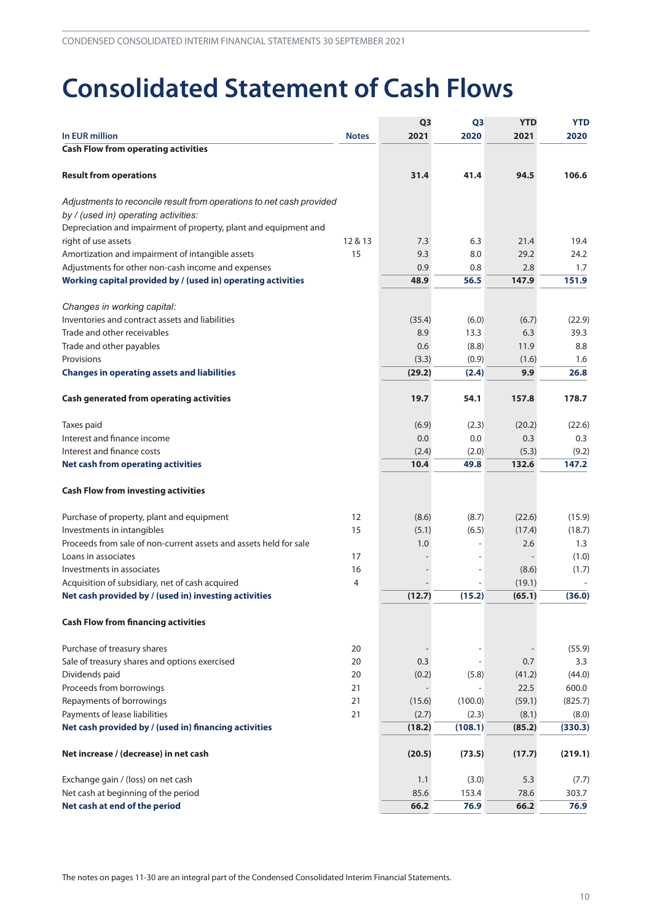# Consolidated Statement of Cash Flows

| In EUR million | Notes | Q3 2021 | Q3 2020 | YTD 2021 | YTD 2020 |
|---|---|---|---|---|---|
| **Cash Flow from operating activities** | | | | | |
| **Result from operations** | | **31.4** | **41.4** | **94.5** | **106.6** |
| *Adjustments to reconcile result from operations to net cash provided by / (used in) operating activities:* | | | | | |
| Depreciation and impairment of property, plant and equipment and right of use assets | 12 & 13 | 7.3 | 6.3 | 21.4 | 19.4 |
| Amortization and impairment of intangible assets | 15 | 9.3 | 8.0 | 29.2 | 24.2 |
| Adjustments for other non-cash income and expenses | | 0.9 | 0.8 | 2.8 | 1.7 |
| **Working capital provided by / (used in) operating activities** | | **48.9** | **56.5** | **147.9** | **151.9** |
| *Changes in working capital:* | | | | | |
| Inventories and contract assets and liabilities | | (35.4) | (6.0) | (6.7) | (22.9) |
| Trade and other receivables | | 8.9 | 13.3 | 6.3 | 39.3 |
| Trade and other payables | | 0.6 | (8.8) | 11.9 | 8.8 |
| Provisions | | (3.3) | (0.9) | (1.6) | 1.6 |
| **Changes in operating assets and liabilities** | | **(29.2)** | **(2.4)** | **9.9** | **26.8** |
| **Cash generated from operating activities** | | **19.7** | **54.1** | **157.8** | **178.7** |
| Taxes paid | | (6.9) | (2.3) | (20.2) | (22.6) |
| Interest and finance income | | 0.0 | 0.0 | 0.3 | 0.3 |
| Interest and finance costs | | (2.4) | (2.0) | (5.3) | (9.2) |
| **Net cash from operating activities** | | **10.4** | **49.8** | **132.6** | **147.2** |
| **Cash Flow from investing activities** | | | | | |
| Purchase of property, plant and equipment | 12 | (8.6) | (8.7) | (22.6) | (15.9) |
| Investments in intangibles | 15 | (5.1) | (6.5) | (17.4) | (18.7) |
| Proceeds from sale of non-current assets and assets held for sale | | 1.0 | - | 2.6 | 1.3 |
| Loans in associates | 17 | - | - | - | (1.0) |
| Investments in associates | 16 | - | - | (8.6) | (1.7) |
| Acquisition of subsidiary, net of cash acquired | 4 | - | - | (19.1) | - |
| **Net cash provided by / (used in) investing activities** | | **(12.7)** | **(15.2)** | **(65.1)** | **(36.0)** |
| **Cash Flow from financing activities** | | | | | |
| Purchase of treasury shares | 20 | - | - | - | (55.9) |
| Sale of treasury shares and options exercised | 20 | 0.3 | - | 0.7 | 3.3 |
| Dividends paid | 20 | (0.2) | (5.8) | (41.2) | (44.0) |
| Proceeds from borrowings | 21 | - | - | 22.5 | 600.0 |
| Repayments of borrowings | 21 | (15.6) | (100.0) | (59.1) | (825.7) |
| Payments of lease liabilities | 21 | (2.7) | (2.3) | (8.1) | (8.0) |
| **Net cash provided by / (used in) financing activities** | | **(18.2)** | **(108.1)** | **(85.2)** | **(330.3)** |
| **Net increase / (decrease) in net cash** | | **(20.5)** | **(73.5)** | **(17.7)** | **(219.1)** |
| Exchange gain / (loss) on net cash | | 1.1 | (3.0) | 5.3 | (7.7) |
| Net cash at beginning of the period | | 85.6 | 153.4 | 78.6 | 303.7 |
| **Net cash at end of the period** | | **66.2** | **76.9** | **66.2** | **76.9** |

The notes on pages 11-30 are an integral part of the Condensed Consolidated Interim Financial Statements.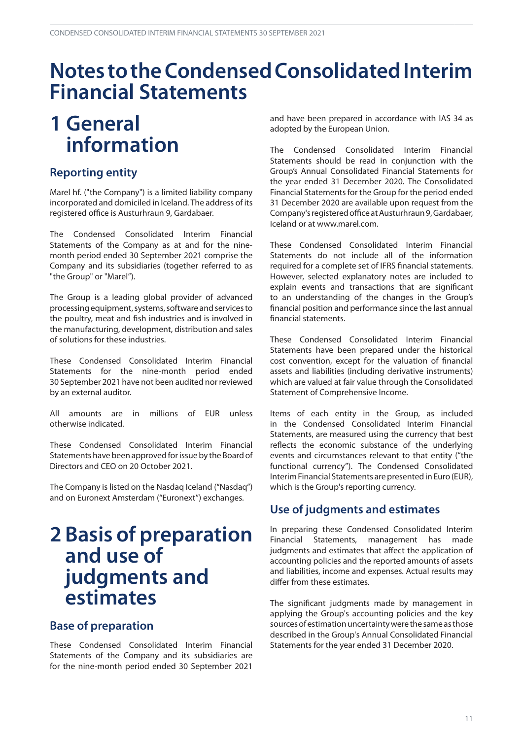# Notes to the Condensed Consolidated Interim Financial Statements

# 1 General information

## Reporting entity

Marel hf. ("the Company") is a limited liability company incorporated and domiciled in Iceland. The address of its registered office is Austurhraun 9, Gardabaer.

The Condensed Consolidated Interim Financial Statements of the Company as at and for the nine-month period ended 30 September 2021 comprise the Company and its subsidiaries (together referred to as "the Group" or "Marel").

The Group is a leading global provider of advanced processing equipment, systems, software and services to the poultry, meat and fish industries and is involved in the manufacturing, development, distribution and sales of solutions for these industries.

These Condensed Consolidated Interim Financial Statements for the nine-month period ended 30 September 2021 have not been audited nor reviewed by an external auditor.

All amounts are in millions of EUR unless otherwise indicated.

These Condensed Consolidated Interim Financial Statements have been approved for issue by the Board of Directors and CEO on 20 October 2021.

The Company is listed on the Nasdaq Iceland ("Nasdaq") and on Euronext Amsterdam ("Euronext") exchanges.

# 2 Basis of preparation and use of judgments and estimates

## Base of preparation

These Condensed Consolidated Interim Financial Statements of the Company and its subsidiaries are for the nine-month period ended 30 September 2021 and have been prepared in accordance with IAS 34 as adopted by the European Union.

The Condensed Consolidated Interim Financial Statements should be read in conjunction with the Group's Annual Consolidated Financial Statements for the year ended 31 December 2020. The Consolidated Financial Statements for the Group for the period ended 31 December 2020 are available upon request from the Company's registered office at Austurhraun 9, Gardabaer, Iceland or at www.marel.com.

These Condensed Consolidated Interim Financial Statements do not include all of the information required for a complete set of IFRS financial statements. However, selected explanatory notes are included to explain events and transactions that are significant to an understanding of the changes in the Group's financial position and performance since the last annual financial statements.

These Condensed Consolidated Interim Financial Statements have been prepared under the historical cost convention, except for the valuation of financial assets and liabilities (including derivative instruments) which are valued at fair value through the Consolidated Statement of Comprehensive Income.

Items of each entity in the Group, as included in the Condensed Consolidated Interim Financial Statements, are measured using the currency that best reflects the economic substance of the underlying events and circumstances relevant to that entity ("the functional currency"). The Condensed Consolidated Interim Financial Statements are presented in Euro (EUR), which is the Group's reporting currency.

## Use of judgments and estimates

In preparing these Condensed Consolidated Interim Financial Statements, management has made judgments and estimates that affect the application of accounting policies and the reported amounts of assets and liabilities, income and expenses. Actual results may differ from these estimates.

The significant judgments made by management in applying the Group's accounting policies and the key sources of estimation uncertainty were the same as those described in the Group's Annual Consolidated Financial Statements for the year ended 31 December 2020.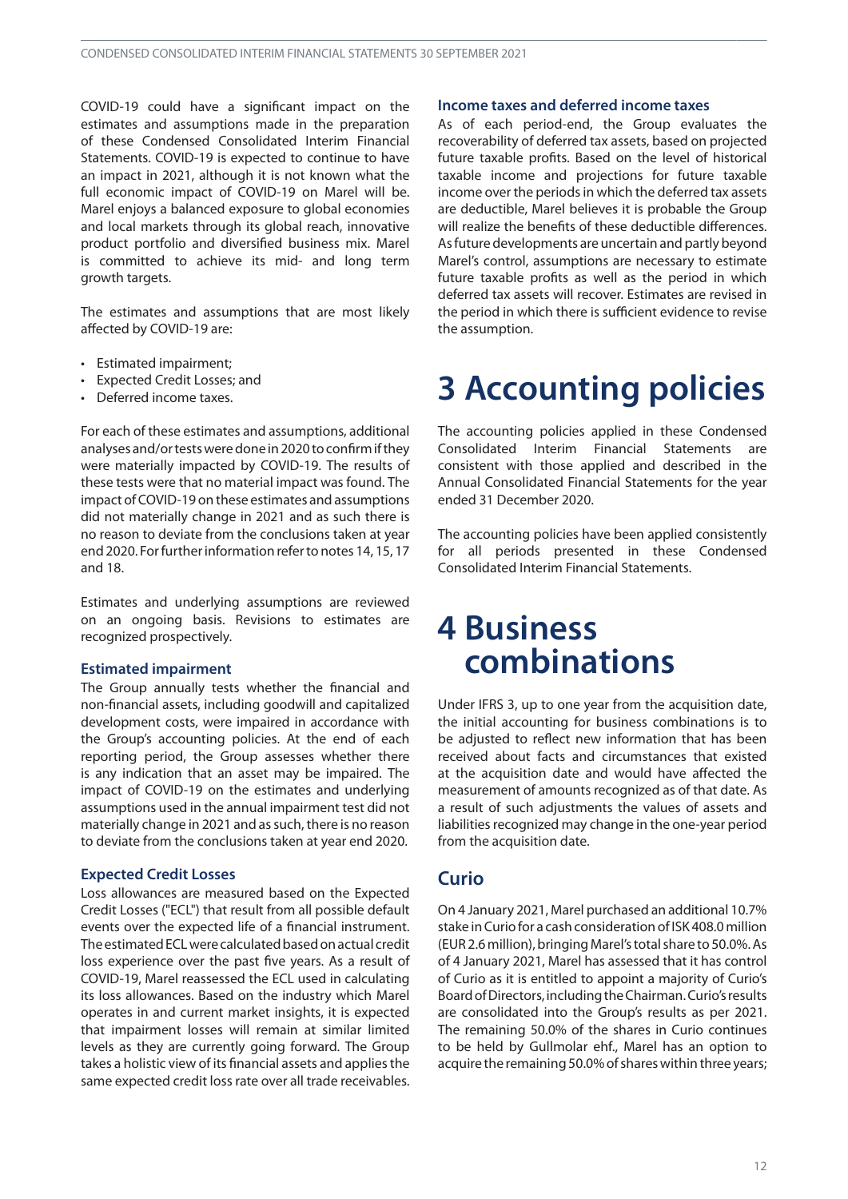COVID-19 could have a significant impact on the estimates and assumptions made in the preparation of these Condensed Consolidated Interim Financial Statements. COVID-19 is expected to continue to have an impact in 2021, although it is not known what the full economic impact of COVID-19 on Marel will be. Marel enjoys a balanced exposure to global economies and local markets through its global reach, innovative product portfolio and diversified business mix. Marel is committed to achieve its mid- and long term growth targets.

The estimates and assumptions that are most likely affected by COVID-19 are:

- Estimated impairment;
- Expected Credit Losses; and
- Deferred income taxes.

For each of these estimates and assumptions, additional analyses and/or tests were done in 2020 to confirm if they were materially impacted by COVID-19. The results of these tests were that no material impact was found. The impact of COVID-19 on these estimates and assumptions did not materially change in 2021 and as such there is no reason to deviate from the conclusions taken at year end 2020. For further information refer to notes 14, 15, 17 and 18.

Estimates and underlying assumptions are reviewed on an ongoing basis. Revisions to estimates are recognized prospectively.

### Estimated impairment

The Group annually tests whether the financial and non-financial assets, including goodwill and capitalized development costs, were impaired in accordance with the Group's accounting policies. At the end of each reporting period, the Group assesses whether there is any indication that an asset may be impaired. The impact of COVID-19 on the estimates and underlying assumptions used in the annual impairment test did not materially change in 2021 and as such, there is no reason to deviate from the conclusions taken at year end 2020.

### Expected Credit Losses

Loss allowances are measured based on the Expected Credit Losses ("ECL") that result from all possible default events over the expected life of a financial instrument. The estimated ECL were calculated based on actual credit loss experience over the past five years. As a result of COVID-19, Marel reassessed the ECL used in calculating its loss allowances. Based on the industry which Marel operates in and current market insights, it is expected that impairment losses will remain at similar limited levels as they are currently going forward. The Group takes a holistic view of its financial assets and applies the same expected credit loss rate over all trade receivables.

### Income taxes and deferred income taxes

As of each period-end, the Group evaluates the recoverability of deferred tax assets, based on projected future taxable profits. Based on the level of historical taxable income and projections for future taxable income over the periods in which the deferred tax assets are deductible, Marel believes it is probable the Group will realize the benefits of these deductible differences. As future developments are uncertain and partly beyond Marel's control, assumptions are necessary to estimate future taxable profits as well as the period in which deferred tax assets will recover. Estimates are revised in the period in which there is sufficient evidence to revise the assumption.

# 3 Accounting policies

The accounting policies applied in these Condensed Consolidated Interim Financial Statements are consistent with those applied and described in the Annual Consolidated Financial Statements for the year ended 31 December 2020.

The accounting policies have been applied consistently for all periods presented in these Condensed Consolidated Interim Financial Statements.

# 4 Business combinations

Under IFRS 3, up to one year from the acquisition date, the initial accounting for business combinations is to be adjusted to reflect new information that has been received about facts and circumstances that existed at the acquisition date and would have affected the measurement of amounts recognized as of that date. As a result of such adjustments the values of assets and liabilities recognized may change in the one-year period from the acquisition date.

## Curio

On 4 January 2021, Marel purchased an additional 10.7% stake in Curio for a cash consideration of ISK 408.0 million (EUR 2.6 million), bringing Marel's total share to 50.0%. As of 4 January 2021, Marel has assessed that it has control of Curio as it is entitled to appoint a majority of Curio's Board of Directors, including the Chairman. Curio's results are consolidated into the Group's results as per 2021. The remaining 50.0% of the shares in Curio continues to be held by Gullmolar ehf., Marel has an option to acquire the remaining 50.0% of shares within three years;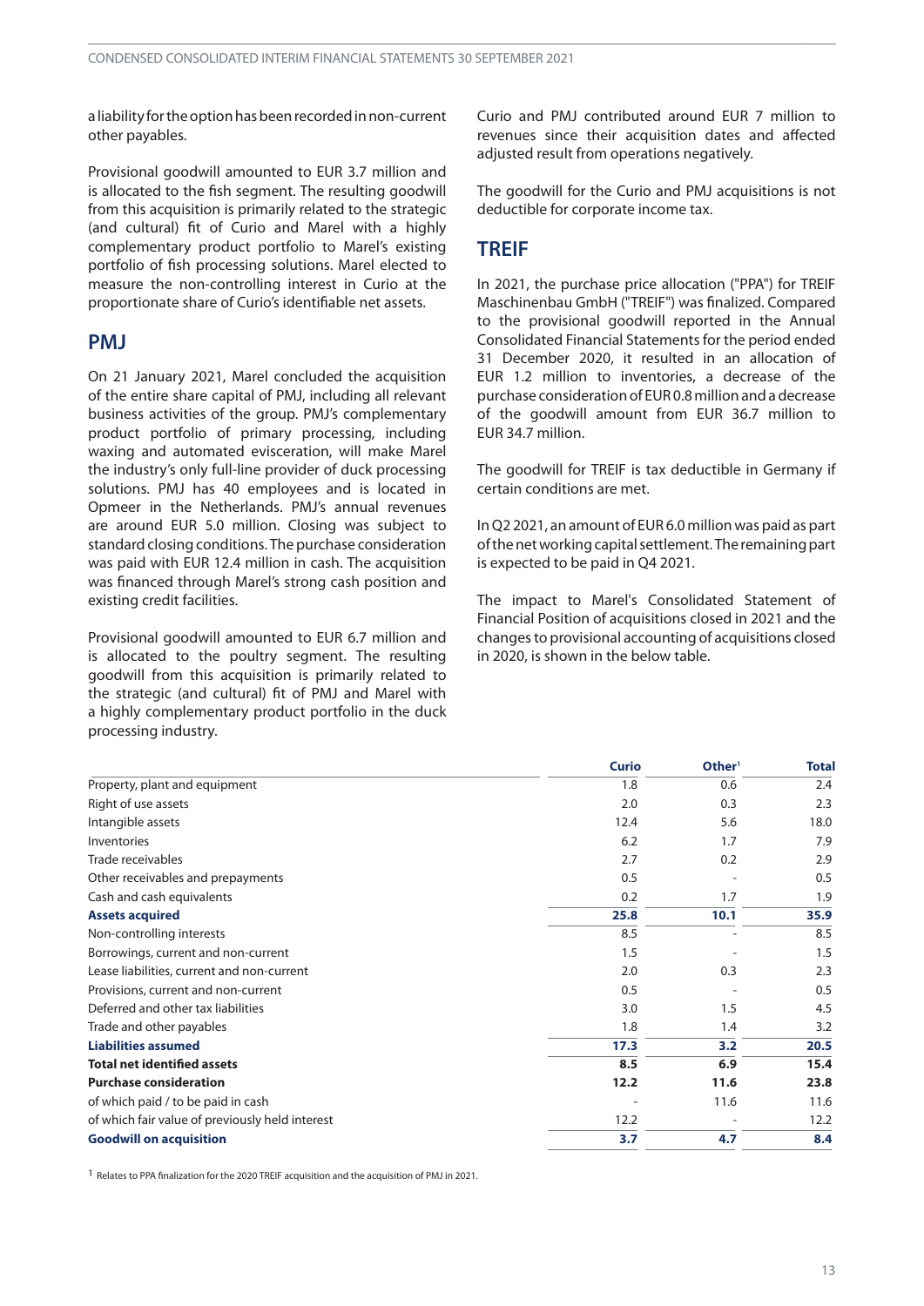a liability for the option has been recorded in non-current other payables.

Provisional goodwill amounted to EUR 3.7 million and is allocated to the fish segment. The resulting goodwill from this acquisition is primarily related to the strategic (and cultural) fit of Curio and Marel with a highly complementary product portfolio to Marel's existing portfolio of fish processing solutions. Marel elected to measure the non-controlling interest in Curio at the proportionate share of Curio's identifiable net assets.

## PMJ

On 21 January 2021, Marel concluded the acquisition of the entire share capital of PMJ, including all relevant business activities of the group. PMJ's complementary product portfolio of primary processing, including waxing and automated evisceration, will make Marel the industry's only full-line provider of duck processing solutions. PMJ has 40 employees and is located in Opmeer in the Netherlands. PMJ's annual revenues are around EUR 5.0 million. Closing was subject to standard closing conditions. The purchase consideration was paid with EUR 12.4 million in cash. The acquisition was financed through Marel's strong cash position and existing credit facilities.

Provisional goodwill amounted to EUR 6.7 million and is allocated to the poultry segment. The resulting goodwill from this acquisition is primarily related to the strategic (and cultural) fit of PMJ and Marel with a highly complementary product portfolio in the duck processing industry.

Curio and PMJ contributed around EUR 7 million to revenues since their acquisition dates and affected adjusted result from operations negatively.

The goodwill for the Curio and PMJ acquisitions is not deductible for corporate income tax.

## TREIF

In 2021, the purchase price allocation ("PPA") for TREIF Maschinenbau GmbH ("TREIF") was finalized. Compared to the provisional goodwill reported in the Annual Consolidated Financial Statements for the period ended 31 December 2020, it resulted in an allocation of EUR 1.2 million to inventories, a decrease of the purchase consideration of EUR 0.8 million and a decrease of the goodwill amount from EUR 36.7 million to EUR 34.7 million.

The goodwill for TREIF is tax deductible in Germany if certain conditions are met.

In Q2 2021, an amount of EUR 6.0 million was paid as part of the net working capital settlement. The remaining part is expected to be paid in Q4 2021.

The impact to Marel's Consolidated Statement of Financial Position of acquisitions closed in 2021 and the changes to provisional accounting of acquisitions closed in 2020, is shown in the below table.

| | Curio | Other[1] | Total |
|---|---|---|---|
| Property, plant and equipment | 1.8 | 0.6 | 2.4 |
| Right of use assets | 2.0 | 0.3 | 2.3 |
| Intangible assets | 12.4 | 5.6 | 18.0 |
| Inventories | 6.2 | 1.7 | 7.9 |
| Trade receivables | 2.7 | 0.2 | 2.9 |
| Other receivables and prepayments | 0.5 | - | 0.5 |
| Cash and cash equivalents | 0.2 | 1.7 | 1.9 |
| **Assets acquired** | **25.8** | **10.1** | **35.9** |
| Non-controlling interests | 8.5 | - | 8.5 |
| Borrowings, current and non-current | 1.5 | - | 1.5 |
| Lease liabilities, current and non-current | 2.0 | 0.3 | 2.3 |
| Provisions, current and non-current | 0.5 | - | 0.5 |
| Deferred and other tax liabilities | 3.0 | 1.5 | 4.5 |
| Trade and other payables | 1.8 | 1.4 | 3.2 |
| **Liabilities assumed** | **17.3** | **3.2** | **20.5** |
| **Total net identified assets** | **8.5** | **6.9** | **15.4** |
| **Purchase consideration** | **12.2** | **11.6** | **23.8** |
| of which paid / to be paid in cash | - | 11.6 | 11.6 |
| of which fair value of previously held interest | 12.2 | - | 12.2 |
| **Goodwill on acquisition** | **3.7** | **4.7** | **8.4** |

[1] Relates to PPA finalization for the 2020 TREIF acquisition and the acquisition of PMJ in 2021.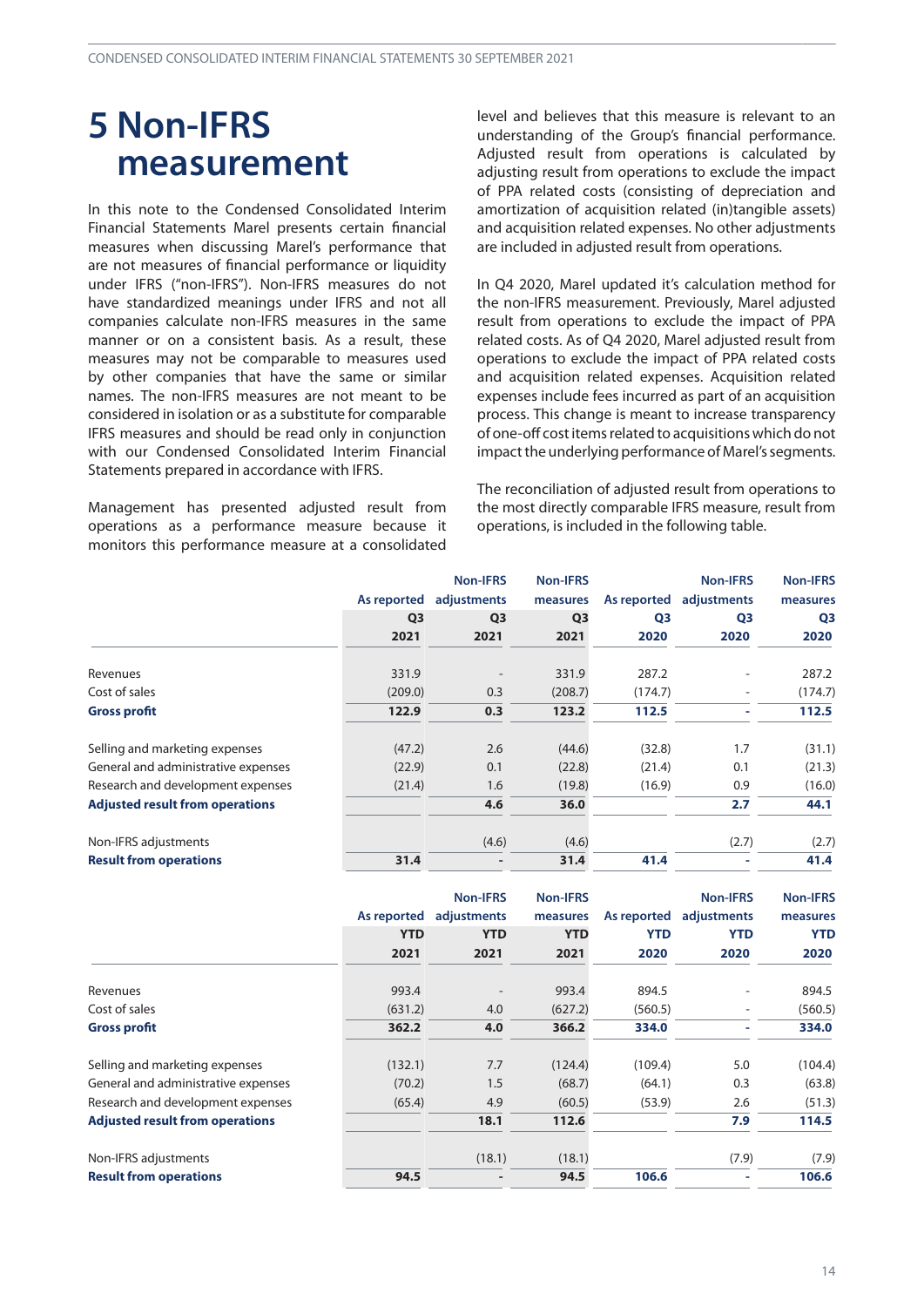# 5 Non-IFRS measurement

In this note to the Condensed Consolidated Interim Financial Statements Marel presents certain financial measures when discussing Marel's performance that are not measures of financial performance or liquidity under IFRS ("non-IFRS"). Non-IFRS measures do not have standardized meanings under IFRS and not all companies calculate non-IFRS measures in the same manner or on a consistent basis. As a result, these measures may not be comparable to measures used by other companies that have the same or similar names. The non-IFRS measures are not meant to be considered in isolation or as a substitute for comparable IFRS measures and should be read only in conjunction with our Condensed Consolidated Interim Financial Statements prepared in accordance with IFRS.

Management has presented adjusted result from operations as a performance measure because it monitors this performance measure at a consolidated level and believes that this measure is relevant to an understanding of the Group's financial performance. Adjusted result from operations is calculated by adjusting result from operations to exclude the impact of PPA related costs (consisting of depreciation and amortization of acquisition related (in)tangible assets) and acquisition related expenses. No other adjustments are included in adjusted result from operations.

In Q4 2020, Marel updated it's calculation method for the non-IFRS measurement. Previously, Marel adjusted result from operations to exclude the impact of PPA related costs. As of Q4 2020, Marel adjusted result from operations to exclude the impact of PPA related costs and acquisition related expenses. Acquisition related expenses include fees incurred as part of an acquisition process. This change is meant to increase transparency of one-off cost items related to acquisitions which do not impact the underlying performance of Marel's segments.

The reconciliation of adjusted result from operations to the most directly comparable IFRS measure, result from operations, is included in the following table.

| | As reported Q3 2021 | Non-IFRS adjustments Q3 2021 | Non-IFRS measures Q3 2021 | As reported Q3 2020 | Non-IFRS adjustments Q3 2020 | Non-IFRS measures Q3 2020 |
|---|---|---|---|---|---|---|
| Revenues | 331.9 | - | 331.9 | 287.2 | - | 287.2 |
| Cost of sales | (209.0) | 0.3 | (208.7) | (174.7) | - | (174.7) |
| **Gross profit** | **122.9** | **0.3** | **123.2** | **112.5** | **-** | **112.5** |
| Selling and marketing expenses | (47.2) | 2.6 | (44.6) | (32.8) | 1.7 | (31.1) |
| General and administrative expenses | (22.9) | 0.1 | (22.8) | (21.4) | 0.1 | (21.3) |
| Research and development expenses | (21.4) | 1.6 | (19.8) | (16.9) | 0.9 | (16.0) |
| **Adjusted result from operations** | | **4.6** | **36.0** | | **2.7** | **44.1** |
| Non-IFRS adjustments | | (4.6) | (4.6) | | (2.7) | (2.7) |
| **Result from operations** | **31.4** | **-** | **31.4** | **41.4** | **-** | **41.4** |

| | As reported YTD 2021 | Non-IFRS adjustments YTD 2021 | Non-IFRS measures YTD 2021 | As reported YTD 2020 | Non-IFRS adjustments YTD 2020 | Non-IFRS measures YTD 2020 |
|---|---|---|---|---|---|---|
| Revenues | 993.4 | - | 993.4 | 894.5 | - | 894.5 |
| Cost of sales | (631.2) | 4.0 | (627.2) | (560.5) | - | (560.5) |
| **Gross profit** | **362.2** | **4.0** | **366.2** | **334.0** | **-** | **334.0** |
| Selling and marketing expenses | (132.1) | 7.7 | (124.4) | (109.4) | 5.0 | (104.4) |
| General and administrative expenses | (70.2) | 1.5 | (68.7) | (64.1) | 0.3 | (63.8) |
| Research and development expenses | (65.4) | 4.9 | (60.5) | (53.9) | 2.6 | (51.3) |
| **Adjusted result from operations** | | **18.1** | **112.6** | | **7.9** | **114.5** |
| Non-IFRS adjustments | | (18.1) | (18.1) | | (7.9) | (7.9) |
| **Result from operations** | **94.5** | **-** | **94.5** | **106.6** | **-** | **106.6** |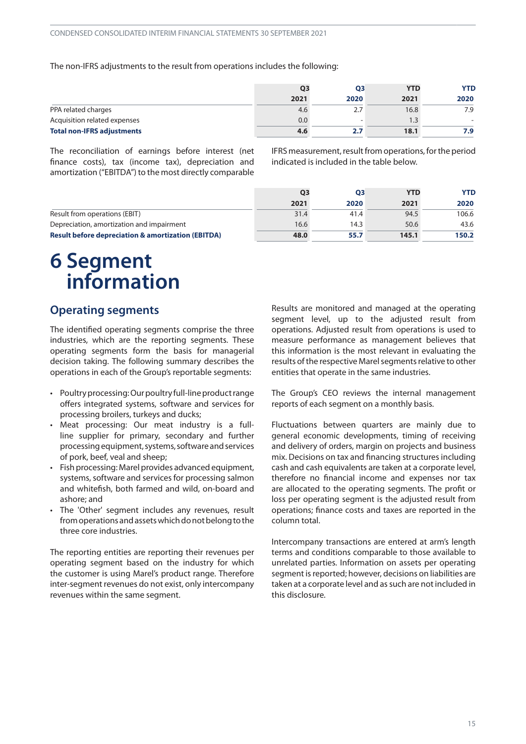The non-IFRS adjustments to the result from operations includes the following:

| | Q3 2021 | Q3 2020 | YTD 2021 | YTD 2020 |
|---|---|---|---|---|
| PPA related charges | 4.6 | 2.7 | 16.8 | 7.9 |
| Acquisition related expenses | 0.0 | - | 1.3 | - |
| **Total non-IFRS adjustments** | **4.6** | **2.7** | **18.1** | **7.9** |

The reconciliation of earnings before interest (net finance costs), tax (income tax), depreciation and amortization ("EBITDA") to the most directly comparable IFRS measurement, result from operations, for the period indicated is included in the table below.

| | Q3 2021 | Q3 2020 | YTD 2021 | YTD 2020 |
|---|---|---|---|---|
| Result from operations (EBIT) | 31.4 | 41.4 | 94.5 | 106.6 |
| Depreciation, amortization and impairment | 16.6 | 14.3 | 50.6 | 43.6 |
| **Result before depreciation & amortization (EBITDA)** | **48.0** | **55.7** | **145.1** | **150.2** |

# 6 Segment information

## Operating segments

The identified operating segments comprise the three industries, which are the reporting segments. These operating segments form the basis for managerial decision taking. The following summary describes the operations in each of the Group's reportable segments:

- Poultry processing: Our poultry full-line product range offers integrated systems, software and services for processing broilers, turkeys and ducks;
- Meat processing: Our meat industry is a full-line supplier for primary, secondary and further processing equipment, systems, software and services of pork, beef, veal and sheep;
- Fish processing: Marel provides advanced equipment, systems, software and services for processing salmon and whitefish, both farmed and wild, on-board and ashore; and
- The 'Other' segment includes any revenues, result from operations and assets which do not belong to the three core industries.

The reporting entities are reporting their revenues per operating segment based on the industry for which the customer is using Marel's product range. Therefore inter-segment revenues do not exist, only intercompany revenues within the same segment.

Results are monitored and managed at the operating segment level, up to the adjusted result from operations. Adjusted result from operations is used to measure performance as management believes that this information is the most relevant in evaluating the results of the respective Marel segments relative to other entities that operate in the same industries.

The Group's CEO reviews the internal management reports of each segment on a monthly basis.

Fluctuations between quarters are mainly due to general economic developments, timing of receiving and delivery of orders, margin on projects and business mix. Decisions on tax and financing structures including cash and cash equivalents are taken at a corporate level, therefore no financial income and expenses nor tax are allocated to the operating segments. The profit or loss per operating segment is the adjusted result from operations; finance costs and taxes are reported in the column total.

Intercompany transactions are entered at arm's length terms and conditions comparable to those available to unrelated parties. Information on assets per operating segment is reported; however, decisions on liabilities are taken at a corporate level and as such are not included in this disclosure.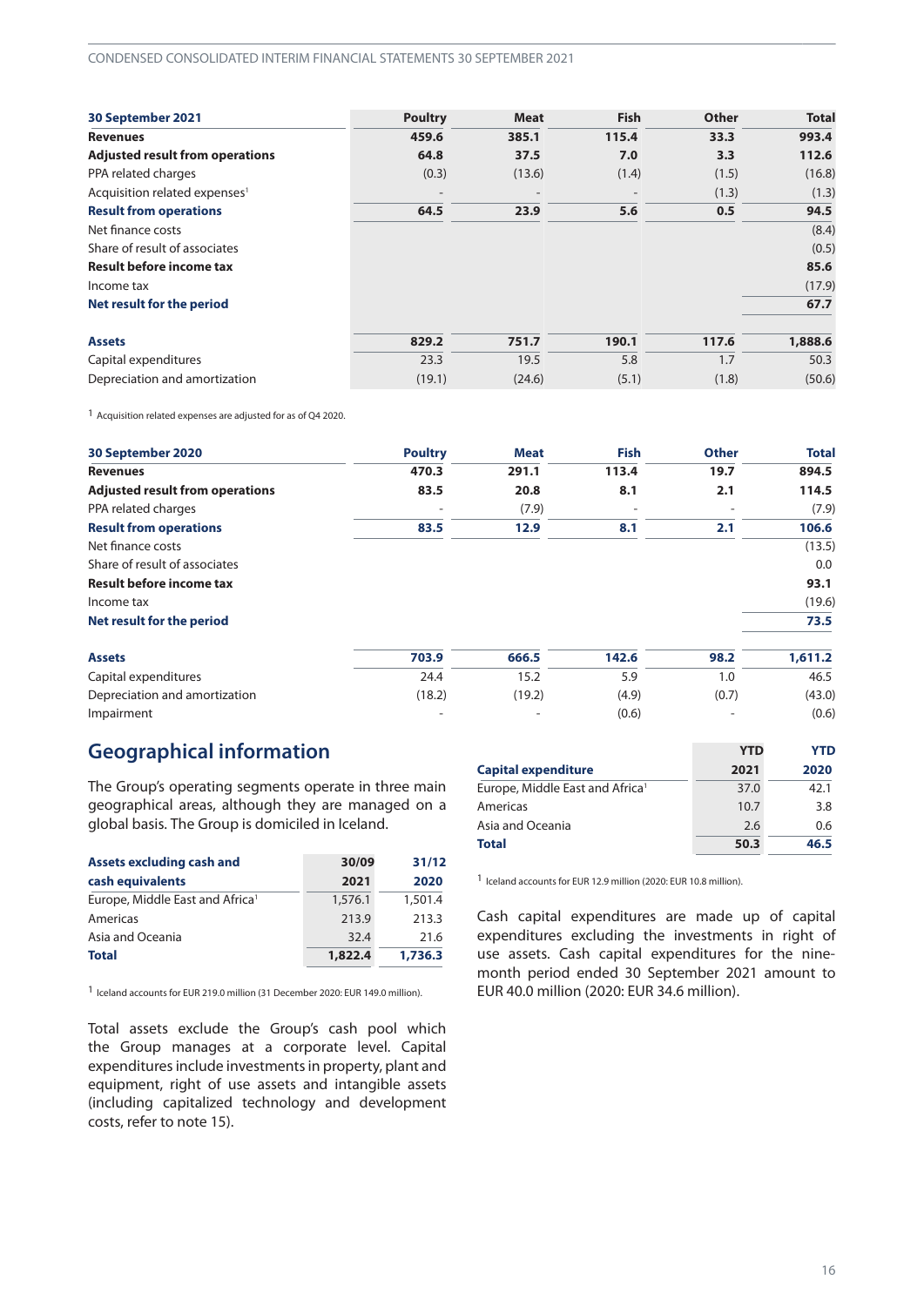| 30 September 2021 | Poultry | Meat | Fish | Other | Total |
|---|---|---|---|---|---|
| **Revenues** | **459.6** | **385.1** | **115.4** | **33.3** | **993.4** |
| **Adjusted result from operations** | **64.8** | **37.5** | **7.0** | **3.3** | **112.6** |
| PPA related charges | (0.3) | (13.6) | (1.4) | (1.5) | (16.8) |
| Acquisition related expenses[1] | - | - | - | (1.3) | (1.3) |
| **Result from operations** | **64.5** | **23.9** | **5.6** | **0.5** | **94.5** |
| Net finance costs | | | | | (8.4) |
| Share of result of associates | | | | | (0.5) |
| **Result before income tax** | | | | | **85.6** |
| Income tax | | | | | (17.9) |
| **Net result for the period** | | | | | **67.7** |
| | | | | | |
| **Assets** | **829.2** | **751.7** | **190.1** | **117.6** | **1,888.6** |
| Capital expenditures | 23.3 | 19.5 | 5.8 | 1.7 | 50.3 |
| Depreciation and amortization | (19.1) | (24.6) | (5.1) | (1.8) | (50.6) |

[1] Acquisition related expenses are adjusted for as of Q4 2020.

| 30 September 2020 | Poultry | Meat | Fish | Other | Total |
|---|---|---|---|---|---|
| **Revenues** | **470.3** | **291.1** | **113.4** | **19.7** | **894.5** |
| **Adjusted result from operations** | **83.5** | **20.8** | **8.1** | **2.1** | **114.5** |
| PPA related charges | - | (7.9) | - | - | (7.9) |
| **Result from operations** | **83.5** | **12.9** | **8.1** | **2.1** | **106.6** |
| Net finance costs | | | | | (13.5) |
| Share of result of associates | | | | | 0.0 |
| **Result before income tax** | | | | | **93.1** |
| Income tax | | | | | (19.6) |
| **Net result for the period** | | | | | **73.5** |
| | | | | | |
| **Assets** | **703.9** | **666.5** | **142.6** | **98.2** | **1,611.2** |
| Capital expenditures | 24.4 | 15.2 | 5.9 | 1.0 | 46.5 |
| Depreciation and amortization | (18.2) | (19.2) | (4.9) | (0.7) | (43.0) |
| Impairment | - | - | (0.6) | - | (0.6) |

## Geographical information

The Group's operating segments operate in three main geographical areas, although they are managed on a global basis. The Group is domiciled in Iceland.

| Assets excluding cash and cash equivalents | 30/09 2021 | 31/12 2020 |
|---|---|---|
| Europe, Middle East and Africa[1] | 1,576.1 | 1,501.4 |
| Americas | 213.9 | 213.3 |
| Asia and Oceania | 32.4 | 21.6 |
| **Total** | **1,822.4** | **1,736.3** |

[1] Iceland accounts for EUR 219.0 million (31 December 2020: EUR 149.0 million).

Total assets exclude the Group's cash pool which the Group manages at a corporate level. Capital expenditures include investments in property, plant and equipment, right of use assets and intangible assets (including capitalized technology and development costs, refer to note 15).

| Capital expenditure | YTD 2021 | YTD 2020 |
|---|---|---|
| Europe, Middle East and Africa[1] | 37.0 | 42.1 |
| Americas | 10.7 | 3.8 |
| Asia and Oceania | 2.6 | 0.6 |
| **Total** | **50.3** | **46.5** |

[1] Iceland accounts for EUR 12.9 million (2020: EUR 10.8 million).

Cash capital expenditures are made up of capital expenditures excluding the investments in right of use assets. Cash capital expenditures for the nine-month period ended 30 September 2021 amount to EUR 40.0 million (2020: EUR 34.6 million).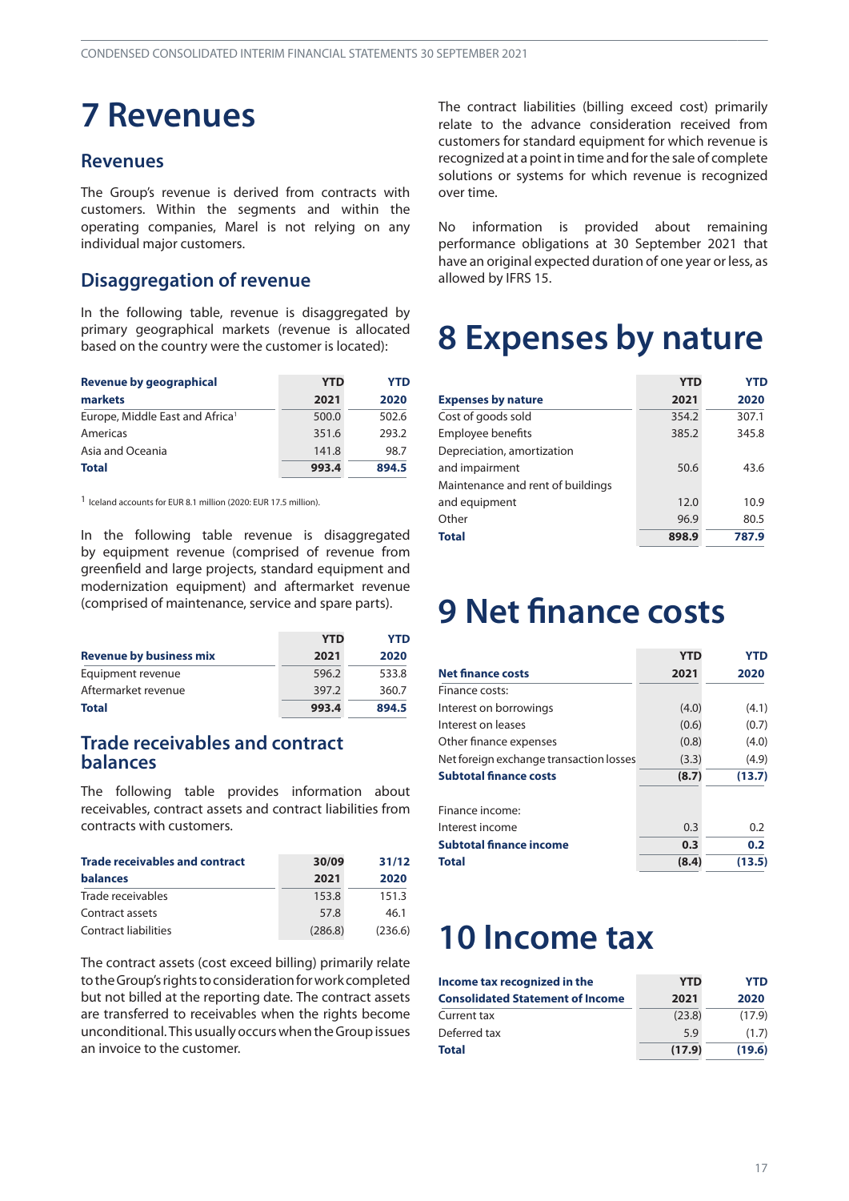# 7 Revenues

## Revenues

The Group's revenue is derived from contracts with customers. Within the segments and within the operating companies, Marel is not relying on any individual major customers.

## Disaggregation of revenue

In the following table, revenue is disaggregated by primary geographical markets (revenue is allocated based on the country were the customer is located):

| Revenue by geographical markets | YTD 2021 | YTD 2020 |
|---|---|---|
| Europe, Middle East and Africa[1] | 500.0 | 502.6 |
| Americas | 351.6 | 293.2 |
| Asia and Oceania | 141.8 | 98.7 |
| **Total** | **993.4** | **894.5** |

[1] Iceland accounts for EUR 8.1 million (2020: EUR 17.5 million).

In the following table revenue is disaggregated by equipment revenue (comprised of revenue from greenfield and large projects, standard equipment and modernization equipment) and aftermarket revenue (comprised of maintenance, service and spare parts).

| Revenue by business mix | YTD 2021 | YTD 2020 |
|---|---|---|
| Equipment revenue | 596.2 | 533.8 |
| Aftermarket revenue | 397.2 | 360.7 |
| **Total** | **993.4** | **894.5** |

## Trade receivables and contract balances

The following table provides information about receivables, contract assets and contract liabilities from contracts with customers.

| Trade receivables and contract balances | 30/09 2021 | 31/12 2020 |
|---|---|---|
| Trade receivables | 153.8 | 151.3 |
| Contract assets | 57.8 | 46.1 |
| Contract liabilities | (286.8) | (236.6) |

The contract assets (cost exceed billing) primarily relate to the Group's rights to consideration for work completed but not billed at the reporting date. The contract assets are transferred to receivables when the rights become unconditional. This usually occurs when the Group issues an invoice to the customer.

The contract liabilities (billing exceed cost) primarily relate to the advance consideration received from customers for standard equipment for which revenue is recognized at a point in time and for the sale of complete solutions or systems for which revenue is recognized over time.

No information is provided about remaining performance obligations at 30 September 2021 that have an original expected duration of one year or less, as allowed by IFRS 15.

# 8 Expenses by nature

| Expenses by nature | YTD 2021 | YTD 2020 |
|---|---|---|
| Cost of goods sold | 354.2 | 307.1 |
| Employee benefits | 385.2 | 345.8 |
| Depreciation, amortization and impairment | 50.6 | 43.6 |
| Maintenance and rent of buildings and equipment | 12.0 | 10.9 |
| Other | 96.9 | 80.5 |
| **Total** | **898.9** | **787.9** |

# 9 Net finance costs

| Net finance costs | YTD 2021 | YTD 2020 |
|---|---|---|
| Finance costs: | | |
| Interest on borrowings | (4.0) | (4.1) |
| Interest on leases | (0.6) | (0.7) |
| Other finance expenses | (0.8) | (4.0) |
| Net foreign exchange transaction losses | (3.3) | (4.9) |
| **Subtotal finance costs** | **(8.7)** | **(13.7)** |
| | | |
| Finance income: | | |
| Interest income | 0.3 | 0.2 |
| **Subtotal finance income** | **0.3** | **0.2** |
| **Total** | **(8.4)** | **(13.5)** |

# 10 Income tax

| Income tax recognized in the Consolidated Statement of Income | YTD 2021 | YTD 2020 |
|---|---|---|
| Current tax | (23.8) | (17.9) |
| Deferred tax | 5.9 | (1.7) |
| **Total** | **(17.9)** | **(19.6)** |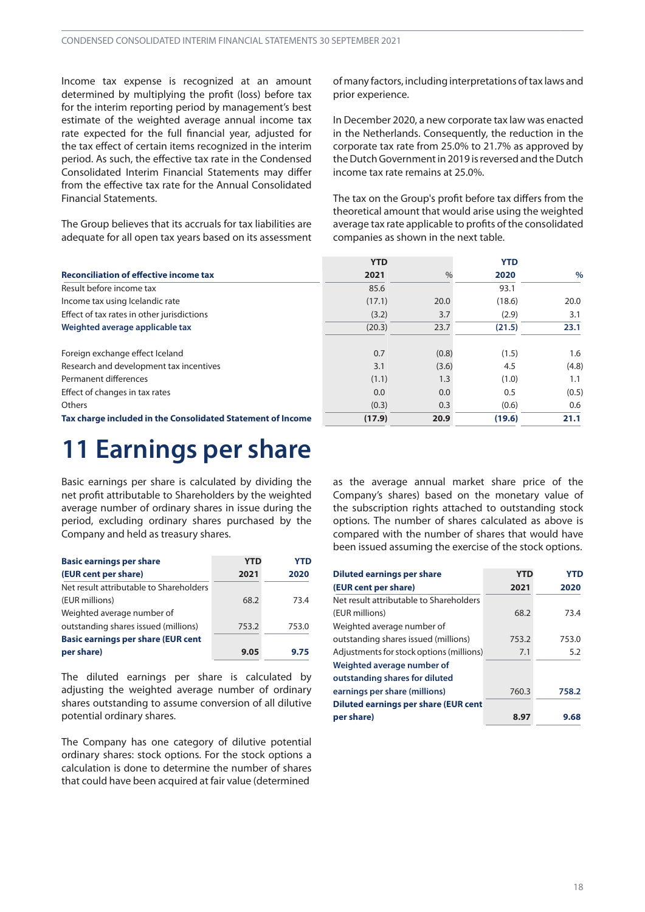Income tax expense is recognized at an amount determined by multiplying the profit (loss) before tax for the interim reporting period by management's best estimate of the weighted average annual income tax rate expected for the full financial year, adjusted for the tax effect of certain items recognized in the interim period. As such, the effective tax rate in the Condensed Consolidated Interim Financial Statements may differ from the effective tax rate for the Annual Consolidated Financial Statements.

The Group believes that its accruals for tax liabilities are adequate for all open tax years based on its assessment of many factors, including interpretations of tax laws and prior experience.

In December 2020, a new corporate tax law was enacted in the Netherlands. Consequently, the reduction in the corporate tax rate from 25.0% to 21.7% as approved by the Dutch Government in 2019 is reversed and the Dutch income tax rate remains at 25.0%.

The tax on the Group's profit before tax differs from the theoretical amount that would arise using the weighted average tax rate applicable to profits of the consolidated companies as shown in the next table.

| **Reconciliation of effective income tax** | **YTD 2021** | % | **YTD 2020** | **%** |
|---|---|---|---|---|
| Result before income tax | 85.6 | | 93.1 | |
| Income tax using Icelandic rate | (17.1) | 20.0 | (18.6) | 20.0 |
| Effect of tax rates in other jurisdictions | (3.2) | 3.7 | (2.9) | 3.1 |
| **Weighted average applicable tax** | (20.3) | 23.7 | **(21.5)** | **23.1** |
| | | | | |
| Foreign exchange effect Iceland | 0.7 | (0.8) | (1.5) | 1.6 |
| Research and development tax incentives | 3.1 | (3.6) | 4.5 | (4.8) |
| Permanent differences | (1.1) | 1.3 | (1.0) | 1.1 |
| Effect of changes in tax rates | 0.0 | 0.0 | 0.5 | (0.5) |
| Others | (0.3) | 0.3 | (0.6) | 0.6 |
| **Tax charge included in the Consolidated Statement of Income** | **(17.9)** | **20.9** | **(19.6)** | **21.1** |

# 11 Earnings per share

Basic earnings per share is calculated by dividing the net profit attributable to Shareholders by the weighted average number of ordinary shares in issue during the period, excluding ordinary shares purchased by the Company and held as treasury shares.

| **Basic earnings per share (EUR cent per share)** | **YTD 2021** | **YTD 2020** |
|---|---|---|
| Net result attributable to Shareholders (EUR millions) | 68.2 | 73.4 |
| Weighted average number of outstanding shares issued (millions) | 753.2 | 753.0 |
| **Basic earnings per share (EUR cent per share)** | **9.05** | **9.75** |

The diluted earnings per share is calculated by adjusting the weighted average number of ordinary shares outstanding to assume conversion of all dilutive potential ordinary shares.

The Company has one category of dilutive potential ordinary shares: stock options. For the stock options a calculation is done to determine the number of shares that could have been acquired at fair value (determined as the average annual market share price of the Company's shares) based on the monetary value of the subscription rights attached to outstanding stock options. The number of shares calculated as above is compared with the number of shares that would have been issued assuming the exercise of the stock options.

| **Diluted earnings per share (EUR cent per share)** | **YTD 2021** | **YTD 2020** |
|---|---|---|
| Net result attributable to Shareholders (EUR millions) | 68.2 | 73.4 |
| Weighted average number of outstanding shares issued (millions) | 753.2 | 753.0 |
| Adjustments for stock options (millions) | 7.1 | 5.2 |
| **Weighted average number of outstanding shares for diluted earnings per share (millions)** | 760.3 | **758.2** |
| **Diluted earnings per share (EUR cent per share)** | **8.97** | **9.68** |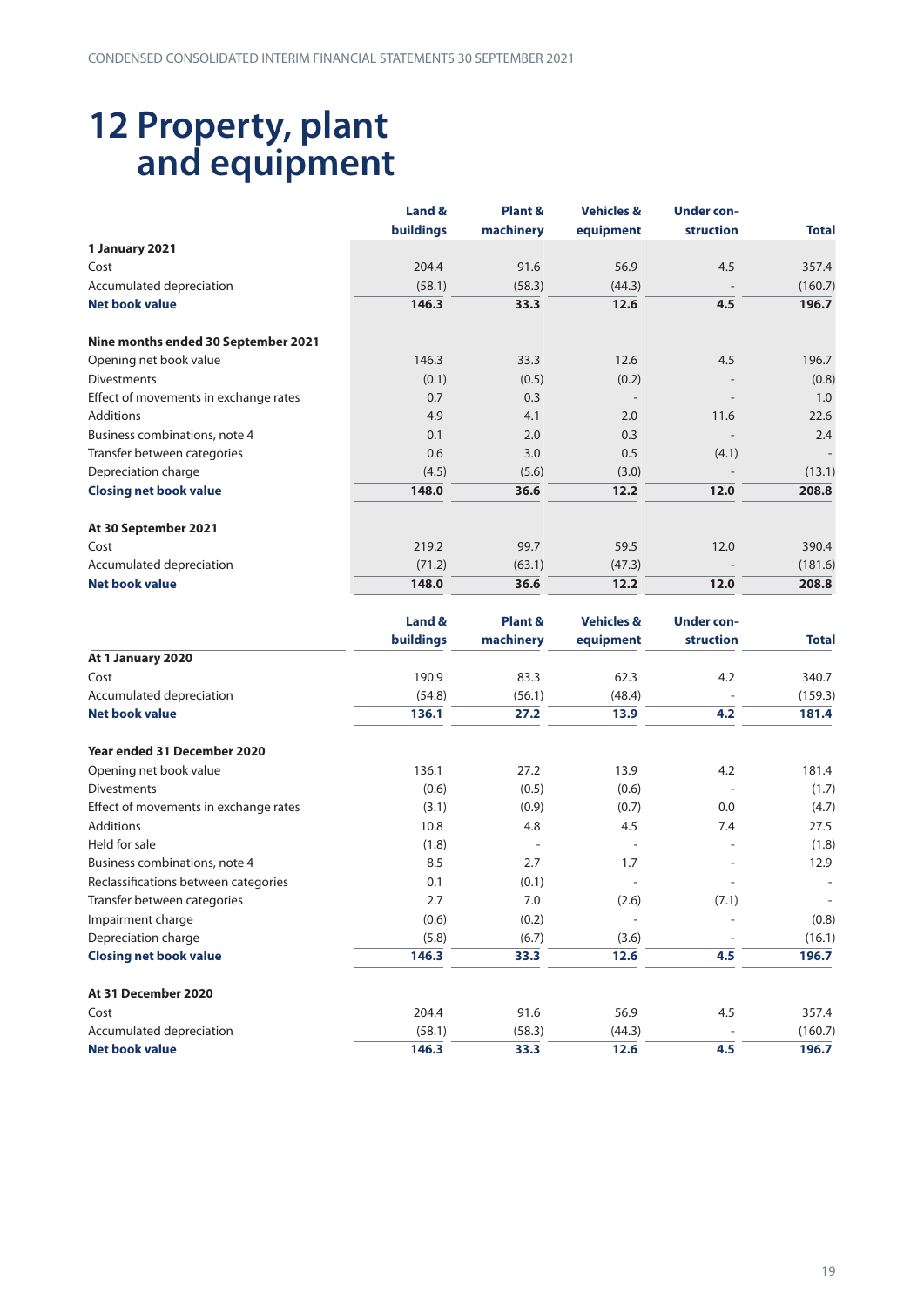# 12 Property, plant and equipment

| | Land & buildings | Plant & machinery | Vehicles & equipment | Under construction | Total |
|---|---|---|---|---|---|
| **1 January 2021** | | | | | |
| Cost | 204.4 | 91.6 | 56.9 | 4.5 | 357.4 |
| Accumulated depreciation | (58.1) | (58.3) | (44.3) | - | (160.7) |
| **Net book value** | **146.3** | **33.3** | **12.6** | **4.5** | **196.7** |
| | | | | | |
| **Nine months ended 30 September 2021** | | | | | |
| Opening net book value | 146.3 | 33.3 | 12.6 | 4.5 | 196.7 |
| Divestments | (0.1) | (0.5) | (0.2) | - | (0.8) |
| Effect of movements in exchange rates | 0.7 | 0.3 | - | - | 1.0 |
| Additions | 4.9 | 4.1 | 2.0 | 11.6 | 22.6 |
| Business combinations, note 4 | 0.1 | 2.0 | 0.3 | - | 2.4 |
| Transfer between categories | 0.6 | 3.0 | 0.5 | (4.1) | - |
| Depreciation charge | (4.5) | (5.6) | (3.0) | - | (13.1) |
| **Closing net book value** | **148.0** | **36.6** | **12.2** | **12.0** | **208.8** |
| | | | | | |
| **At 30 September 2021** | | | | | |
| Cost | 219.2 | 99.7 | 59.5 | 12.0 | 390.4 |
| Accumulated depreciation | (71.2) | (63.1) | (47.3) | - | (181.6) |
| **Net book value** | **148.0** | **36.6** | **12.2** | **12.0** | **208.8** |

| | Land & buildings | Plant & machinery | Vehicles & equipment | Under construction | Total |
|---|---|---|---|---|---|
| **At 1 January 2020** | | | | | |
| Cost | 190.9 | 83.3 | 62.3 | 4.2 | 340.7 |
| Accumulated depreciation | (54.8) | (56.1) | (48.4) | - | (159.3) |
| **Net book value** | **136.1** | **27.2** | **13.9** | **4.2** | **181.4** |
| | | | | | |
| **Year ended 31 December 2020** | | | | | |
| Opening net book value | 136.1 | 27.2 | 13.9 | 4.2 | 181.4 |
| Divestments | (0.6) | (0.5) | (0.6) | - | (1.7) |
| Effect of movements in exchange rates | (3.1) | (0.9) | (0.7) | 0.0 | (4.7) |
| Additions | 10.8 | 4.8 | 4.5 | 7.4 | 27.5 |
| Held for sale | (1.8) | - | - | - | (1.8) |
| Business combinations, note 4 | 8.5 | 2.7 | 1.7 | - | 12.9 |
| Reclassifications between categories | 0.1 | (0.1) | - | - | - |
| Transfer between categories | 2.7 | 7.0 | (2.6) | (7.1) | - |
| Impairment charge | (0.6) | (0.2) | - | - | (0.8) |
| Depreciation charge | (5.8) | (6.7) | (3.6) | - | (16.1) |
| **Closing net book value** | **146.3** | **33.3** | **12.6** | **4.5** | **196.7** |
| | | | | | |
| **At 31 December 2020** | | | | | |
| Cost | 204.4 | 91.6 | 56.9 | 4.5 | 357.4 |
| Accumulated depreciation | (58.1) | (58.3) | (44.3) | - | (160.7) |
| **Net book value** | **146.3** | **33.3** | **12.6** | **4.5** | **196.7** |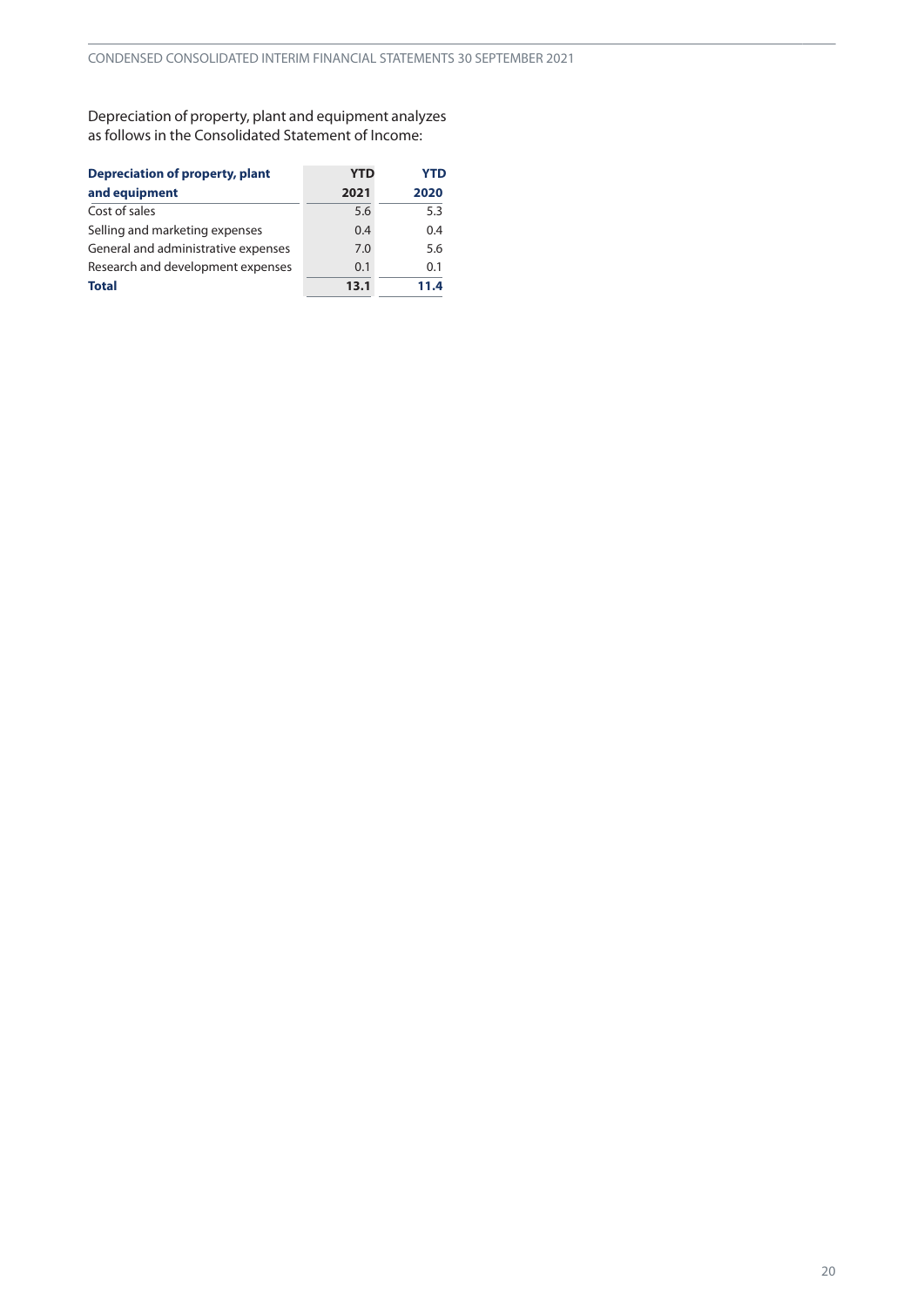Depreciation of property, plant and equipment analyzes as follows in the Consolidated Statement of Income:

| **Depreciation of property, plant and equipment** | **YTD 2021** | **YTD 2020** |
|---|---|---|
| Cost of sales | 5.6 | 5.3 |
| Selling and marketing expenses | 0.4 | 0.4 |
| General and administrative expenses | 7.0 | 5.6 |
| Research and development expenses | 0.1 | 0.1 |
| **Total** | **13.1** | **11.4** |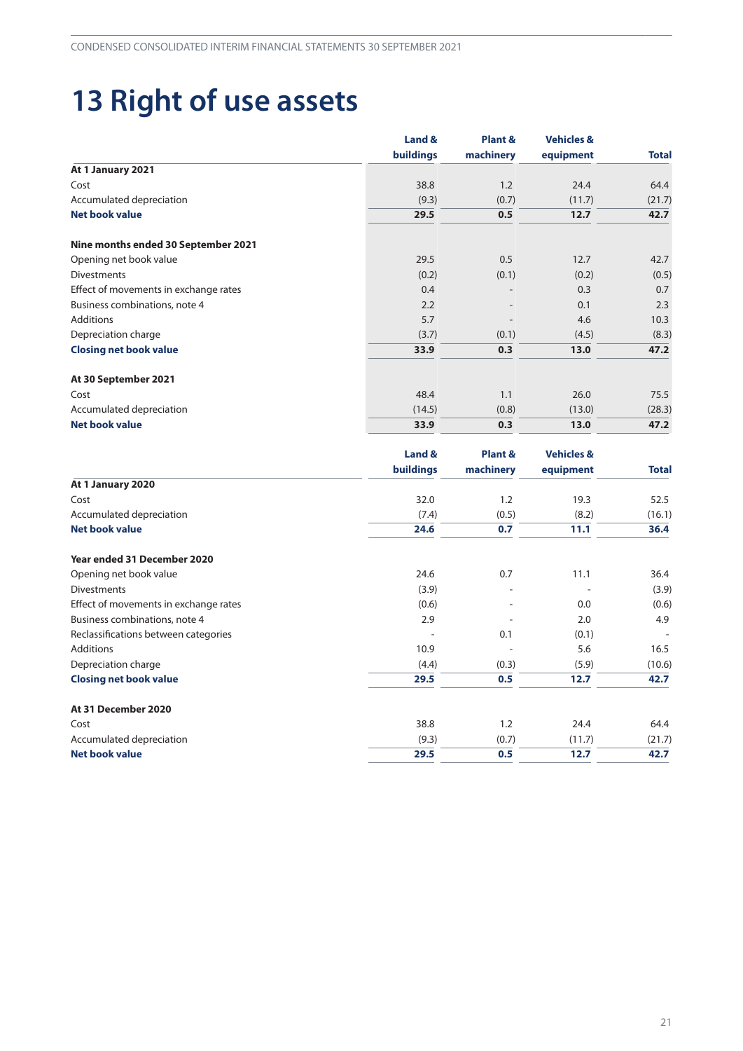# 13 Right of use assets

| | Land & buildings | Plant & machinery | Vehicles & equipment | Total |
|---|---|---|---|---|
| **At 1 January 2021** | | | | |
| Cost | 38.8 | 1.2 | 24.4 | 64.4 |
| Accumulated depreciation | (9.3) | (0.7) | (11.7) | (21.7) |
| **Net book value** | **29.5** | **0.5** | **12.7** | **42.7** |
| | | | | |
| **Nine months ended 30 September 2021** | | | | |
| Opening net book value | 29.5 | 0.5 | 12.7 | 42.7 |
| Divestments | (0.2) | (0.1) | (0.2) | (0.5) |
| Effect of movements in exchange rates | 0.4 | - | 0.3 | 0.7 |
| Business combinations, note 4 | 2.2 | - | 0.1 | 2.3 |
| Additions | 5.7 | - | 4.6 | 10.3 |
| Depreciation charge | (3.7) | (0.1) | (4.5) | (8.3) |
| **Closing net book value** | **33.9** | **0.3** | **13.0** | **47.2** |
| | | | | |
| **At 30 September 2021** | | | | |
| Cost | 48.4 | 1.1 | 26.0 | 75.5 |
| Accumulated depreciation | (14.5) | (0.8) | (13.0) | (28.3) |
| **Net book value** | **33.9** | **0.3** | **13.0** | **47.2** |

| | Land & buildings | Plant & machinery | Vehicles & equipment | Total |
|---|---|---|---|---|
| **At 1 January 2020** | | | | |
| Cost | 32.0 | 1.2 | 19.3 | 52.5 |
| Accumulated depreciation | (7.4) | (0.5) | (8.2) | (16.1) |
| **Net book value** | **24.6** | **0.7** | **11.1** | **36.4** |
| | | | | |
| **Year ended 31 December 2020** | | | | |
| Opening net book value | 24.6 | 0.7 | 11.1 | 36.4 |
| Divestments | (3.9) | - | - | (3.9) |
| Effect of movements in exchange rates | (0.6) | - | 0.0 | (0.6) |
| Business combinations, note 4 | 2.9 | - | 2.0 | 4.9 |
| Reclassifications between categories | - | 0.1 | (0.1) | - |
| Additions | 10.9 | - | 5.6 | 16.5 |
| Depreciation charge | (4.4) | (0.3) | (5.9) | (10.6) |
| **Closing net book value** | **29.5** | **0.5** | **12.7** | **42.7** |
| | | | | |
| **At 31 December 2020** | | | | |
| Cost | 38.8 | 1.2 | 24.4 | 64.4 |
| Accumulated depreciation | (9.3) | (0.7) | (11.7) | (21.7) |
| **Net book value** | **29.5** | **0.5** | **12.7** | **42.7** |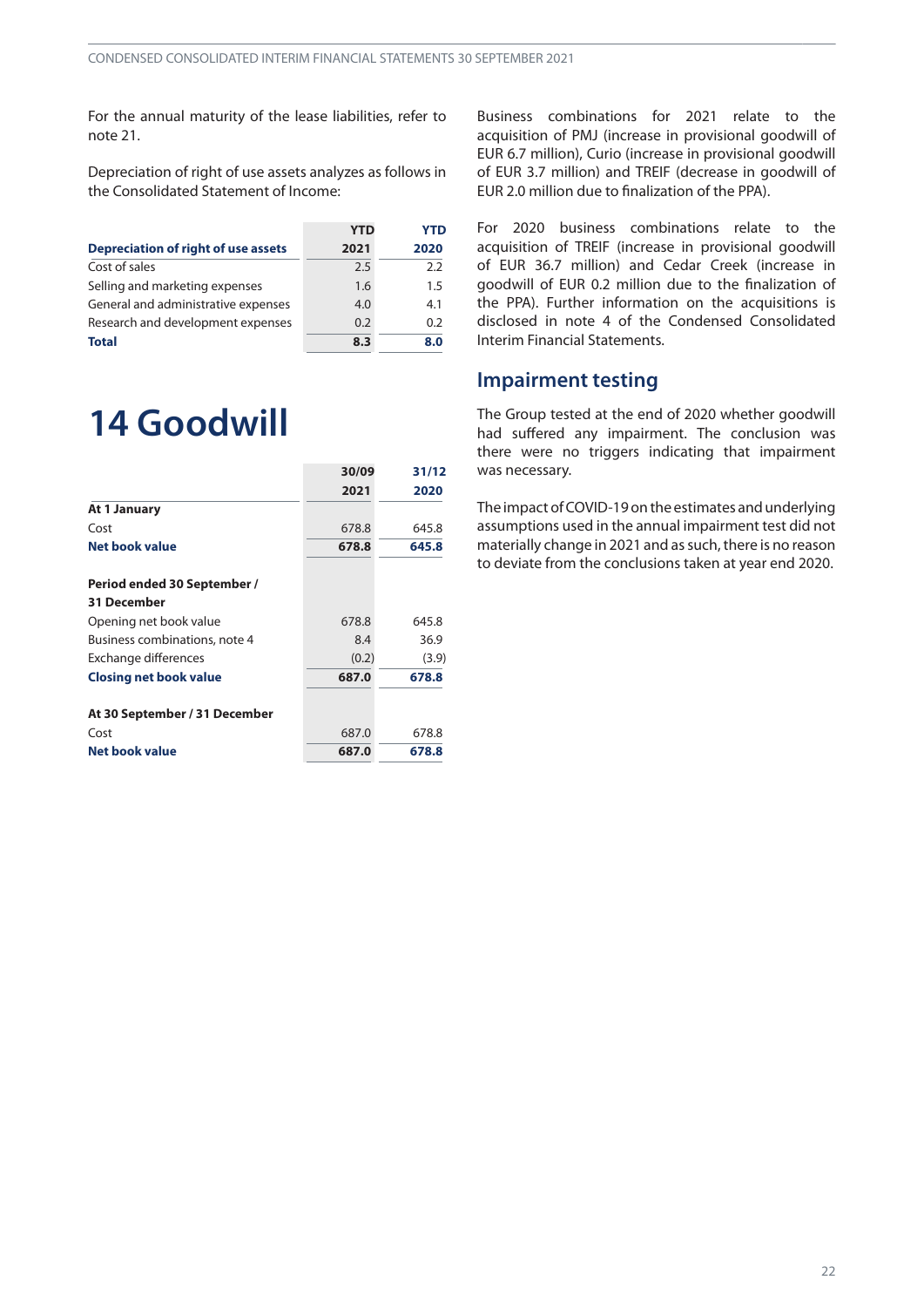For the annual maturity of the lease liabilities, refer to note 21.

Depreciation of right of use assets analyzes as follows in the Consolidated Statement of Income:

| Depreciation of right of use assets | YTD 2021 | YTD 2020 |
|---|---|---|
| Cost of sales | 2.5 | 2.2 |
| Selling and marketing expenses | 1.6 | 1.5 |
| General and administrative expenses | 4.0 | 4.1 |
| Research and development expenses | 0.2 | 0.2 |
| **Total** | **8.3** | **8.0** |

# 14 Goodwill

| | 30/09 2021 | 31/12 2020 |
|---|---|---|
| **At 1 January** | | |
| Cost | 678.8 | 645.8 |
| **Net book value** | **678.8** | **645.8** |
| | | |
| **Period ended 30 September / 31 December** | | |
| Opening net book value | 678.8 | 645.8 |
| Business combinations, note 4 | 8.4 | 36.9 |
| Exchange differences | (0.2) | (3.9) |
| **Closing net book value** | **687.0** | **678.8** |
| | | |
| **At 30 September / 31 December** | | |
| Cost | 687.0 | 678.8 |
| **Net book value** | **687.0** | **678.8** |

Business combinations for 2021 relate to the acquisition of PMJ (increase in provisional goodwill of EUR 6.7 million), Curio (increase in provisional goodwill of EUR 3.7 million) and TREIF (decrease in goodwill of EUR 2.0 million due to finalization of the PPA).

For 2020 business combinations relate to the acquisition of TREIF (increase in provisional goodwill of EUR 36.7 million) and Cedar Creek (increase in goodwill of EUR 0.2 million due to the finalization of the PPA). Further information on the acquisitions is disclosed in note 4 of the Condensed Consolidated Interim Financial Statements.

## Impairment testing

The Group tested at the end of 2020 whether goodwill had suffered any impairment. The conclusion was there were no triggers indicating that impairment was necessary.

The impact of COVID-19 on the estimates and underlying assumptions used in the annual impairment test did not materially change in 2021 and as such, there is no reason to deviate from the conclusions taken at year end 2020.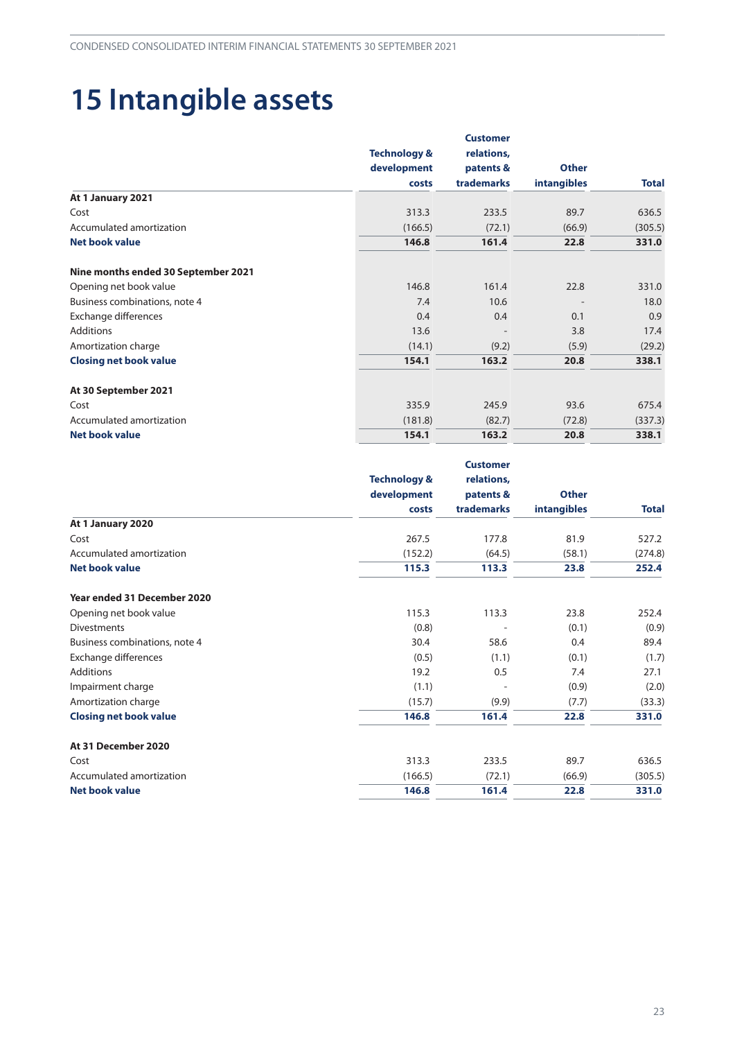# 15 Intangible assets

| | Technology & development costs | Customer relations, patents & trademarks | Other intangibles | Total |
|---|---|---|---|---|
| **At 1 January 2021** | | | | |
| Cost | 313.3 | 233.5 | 89.7 | 636.5 |
| Accumulated amortization | (166.5) | (72.1) | (66.9) | (305.5) |
| **Net book value** | **146.8** | **161.4** | **22.8** | **331.0** |
| | | | | |
| **Nine months ended 30 September 2021** | | | | |
| Opening net book value | 146.8 | 161.4 | 22.8 | 331.0 |
| Business combinations, note 4 | 7.4 | 10.6 | - | 18.0 |
| Exchange differences | 0.4 | 0.4 | 0.1 | 0.9 |
| Additions | 13.6 | - | 3.8 | 17.4 |
| Amortization charge | (14.1) | (9.2) | (5.9) | (29.2) |
| **Closing net book value** | **154.1** | **163.2** | **20.8** | **338.1** |
| | | | | |
| **At 30 September 2021** | | | | |
| Cost | 335.9 | 245.9 | 93.6 | 675.4 |
| Accumulated amortization | (181.8) | (82.7) | (72.8) | (337.3) |
| **Net book value** | **154.1** | **163.2** | **20.8** | **338.1** |

| | Technology & development costs | Customer relations, patents & trademarks | Other intangibles | Total |
|---|---|---|---|---|
| **At 1 January 2020** | | | | |
| Cost | 267.5 | 177.8 | 81.9 | 527.2 |
| Accumulated amortization | (152.2) | (64.5) | (58.1) | (274.8) |
| **Net book value** | **115.3** | **113.3** | **23.8** | **252.4** |
| | | | | |
| **Year ended 31 December 2020** | | | | |
| Opening net book value | 115.3 | 113.3 | 23.8 | 252.4 |
| Divestments | (0.8) | - | (0.1) | (0.9) |
| Business combinations, note 4 | 30.4 | 58.6 | 0.4 | 89.4 |
| Exchange differences | (0.5) | (1.1) | (0.1) | (1.7) |
| Additions | 19.2 | 0.5 | 7.4 | 27.1 |
| Impairment charge | (1.1) | - | (0.9) | (2.0) |
| Amortization charge | (15.7) | (9.9) | (7.7) | (33.3) |
| **Closing net book value** | **146.8** | **161.4** | **22.8** | **331.0** |
| | | | | |
| **At 31 December 2020** | | | | |
| Cost | 313.3 | 233.5 | 89.7 | 636.5 |
| Accumulated amortization | (166.5) | (72.1) | (66.9) | (305.5) |
| **Net book value** | **146.8** | **161.4** | **22.8** | **331.0** |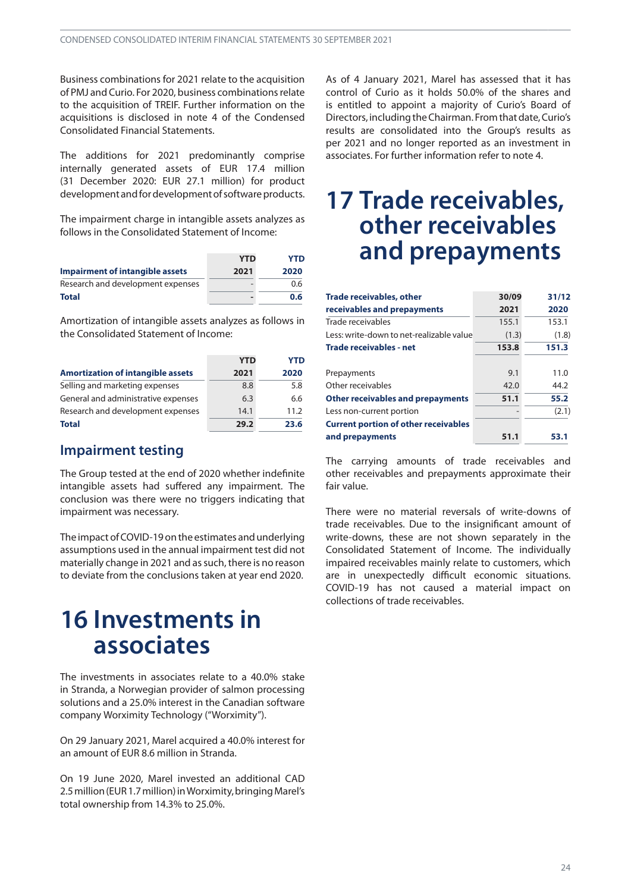Business combinations for 2021 relate to the acquisition of PMJ and Curio. For 2020, business combinations relate to the acquisition of TREIF. Further information on the acquisitions is disclosed in note 4 of the Condensed Consolidated Financial Statements.

The additions for 2021 predominantly comprise internally generated assets of EUR 17.4 million (31 December 2020: EUR 27.1 million) for product development and for development of software products.

The impairment charge in intangible assets analyzes as follows in the Consolidated Statement of Income:

| Impairment of intangible assets | YTD 2021 | YTD 2020 |
|---|---|---|
| Research and development expenses | - | 0.6 |
| **Total** | **-** | **0.6** |

Amortization of intangible assets analyzes as follows in the Consolidated Statement of Income:

| Amortization of intangible assets | YTD 2021 | YTD 2020 |
|---|---|---|
| Selling and marketing expenses | 8.8 | 5.8 |
| General and administrative expenses | 6.3 | 6.6 |
| Research and development expenses | 14.1 | 11.2 |
| **Total** | **29.2** | **23.6** |

## Impairment testing

The Group tested at the end of 2020 whether indefinite intangible assets had suffered any impairment. The conclusion was there were no triggers indicating that impairment was necessary.

The impact of COVID-19 on the estimates and underlying assumptions used in the annual impairment test did not materially change in 2021 and as such, there is no reason to deviate from the conclusions taken at year end 2020.

# 16 Investments in associates

The investments in associates relate to a 40.0% stake in Stranda, a Norwegian provider of salmon processing solutions and a 25.0% interest in the Canadian software company Worximity Technology ("Worximity").

On 29 January 2021, Marel acquired a 40.0% interest for an amount of EUR 8.6 million in Stranda.

On 19 June 2020, Marel invested an additional CAD 2.5 million (EUR 1.7 million) in Worximity, bringing Marel's total ownership from 14.3% to 25.0%.

As of 4 January 2021, Marel has assessed that it has control of Curio as it holds 50.0% of the shares and is entitled to appoint a majority of Curio's Board of Directors, including the Chairman. From that date, Curio's results are consolidated into the Group's results as per 2021 and no longer reported as an investment in associates. For further information refer to note 4.

# 17 Trade receivables, other receivables and prepayments

| Trade receivables, other receivables and prepayments | 30/09 2021 | 31/12 2020 |
|---|---|---|
| Trade receivables | 155.1 | 153.1 |
| Less: write-down to net-realizable value | (1.3) | (1.8) |
| **Trade receivables - net** | **153.8** | **151.3** |
| | | |
| Prepayments | 9.1 | 11.0 |
| Other receivables | 42.0 | 44.2 |
| **Other receivables and prepayments** | **51.1** | **55.2** |
| Less non-current portion | - | (2.1) |
| **Current portion of other receivables and prepayments** | **51.1** | **53.1** |

The carrying amounts of trade receivables and other receivables and prepayments approximate their fair value.

There were no material reversals of write-downs of trade receivables. Due to the insignificant amount of write-downs, these are not shown separately in the Consolidated Statement of Income. The individually impaired receivables mainly relate to customers, which are in unexpectedly difficult economic situations. COVID-19 has not caused a material impact on collections of trade receivables.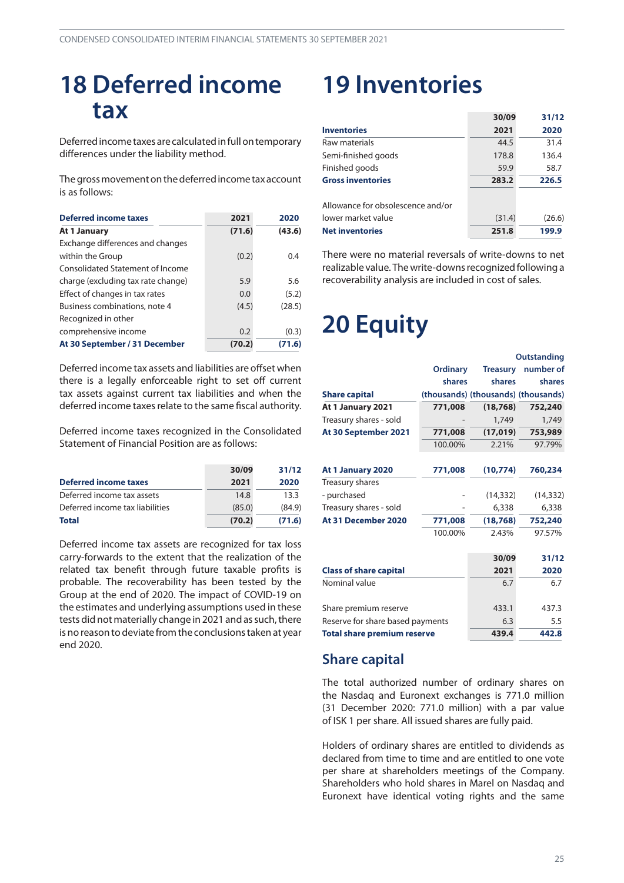# 18 Deferred income tax

Deferred income taxes are calculated in full on temporary differences under the liability method.

The gross movement on the deferred income tax account is as follows:

| Deferred income taxes | 2021 | 2020 |
|---|---|---|
| **At 1 January** | **(71.6)** | **(43.6)** |
| Exchange differences and changes within the Group | (0.2) | 0.4 |
| Consolidated Statement of Income charge (excluding tax rate change) | 5.9 | 5.6 |
| Effect of changes in tax rates | 0.0 | (5.2) |
| Business combinations, note 4 | (4.5) | (28.5) |
| Recognized in other comprehensive income | 0.2 | (0.3) |
| **At 30 September / 31 December** | **(70.2)** | **(71.6)** |

Deferred income tax assets and liabilities are offset when there is a legally enforceable right to set off current tax assets against current tax liabilities and when the deferred income taxes relate to the same fiscal authority.

Deferred income taxes recognized in the Consolidated Statement of Financial Position are as follows:

| Deferred income taxes | 30/09 2021 | 31/12 2020 |
|---|---|---|
| Deferred income tax assets | 14.8 | 13.3 |
| Deferred income tax liabilities | (85.0) | (84.9) |
| **Total** | **(70.2)** | **(71.6)** |

Deferred income tax assets are recognized for tax loss carry-forwards to the extent that the realization of the related tax benefit through future taxable profits is probable. The recoverability has been tested by the Group at the end of 2020. The impact of COVID-19 on the estimates and underlying assumptions used in these tests did not materially change in 2021 and as such, there is no reason to deviate from the conclusions taken at year end 2020.

# 19 Inventories

| Inventories | 30/09 2021 | 31/12 2020 |
|---|---|---|
| Raw materials | 44.5 | 31.4 |
| Semi-finished goods | 178.8 | 136.4 |
| Finished goods | 59.9 | 58.7 |
| **Gross inventories** | **283.2** | **226.5** |
| | | |
| Allowance for obsolescence and/or lower market value | (31.4) | (26.6) |
| **Net inventories** | **251.8** | **199.9** |

There were no material reversals of write-downs to net realizable value. The write-downs recognized following a recoverability analysis are included in cost of sales.

# 20 Equity

| Share capital | Ordinary shares (thousands) | Treasury shares (thousands) | Outstanding number of shares (thousands) |
|---|---|---|---|
| **At 1 January 2021** | **771,008** | **(18,768)** | **752,240** |
| Treasury shares - sold | - | 1,749 | 1,749 |
| **At 30 September 2021** | **771,008** | **(17,019)** | **753,989** |
| | 100.00% | 2.21% | 97.79% |
| | | | |
| **At 1 January 2020** | **771,008** | **(10,774)** | **760,234** |
| Treasury shares | | | |
| - purchased | - | (14,332) | (14,332) |
| Treasury shares - sold | - | 6,338 | 6,338 |
| **At 31 December 2020** | **771,008** | **(18,768)** | **752,240** |
| | 100.00% | 2.43% | 97.57% |

| Class of share capital | 30/09 2021 | 31/12 2020 |
|---|---|---|
| Nominal value | 6.7 | 6.7 |
| | | |
| Share premium reserve | 433.1 | 437.3 |
| Reserve for share based payments | 6.3 | 5.5 |
| **Total share premium reserve** | **439.4** | **442.8** |

## Share capital

The total authorized number of ordinary shares on the Nasdaq and Euronext exchanges is 771.0 million (31 December 2020: 771.0 million) with a par value of ISK 1 per share. All issued shares are fully paid.

Holders of ordinary shares are entitled to dividends as declared from time to time and are entitled to one vote per share at shareholders meetings of the Company. Shareholders who hold shares in Marel on Nasdaq and Euronext have identical voting rights and the same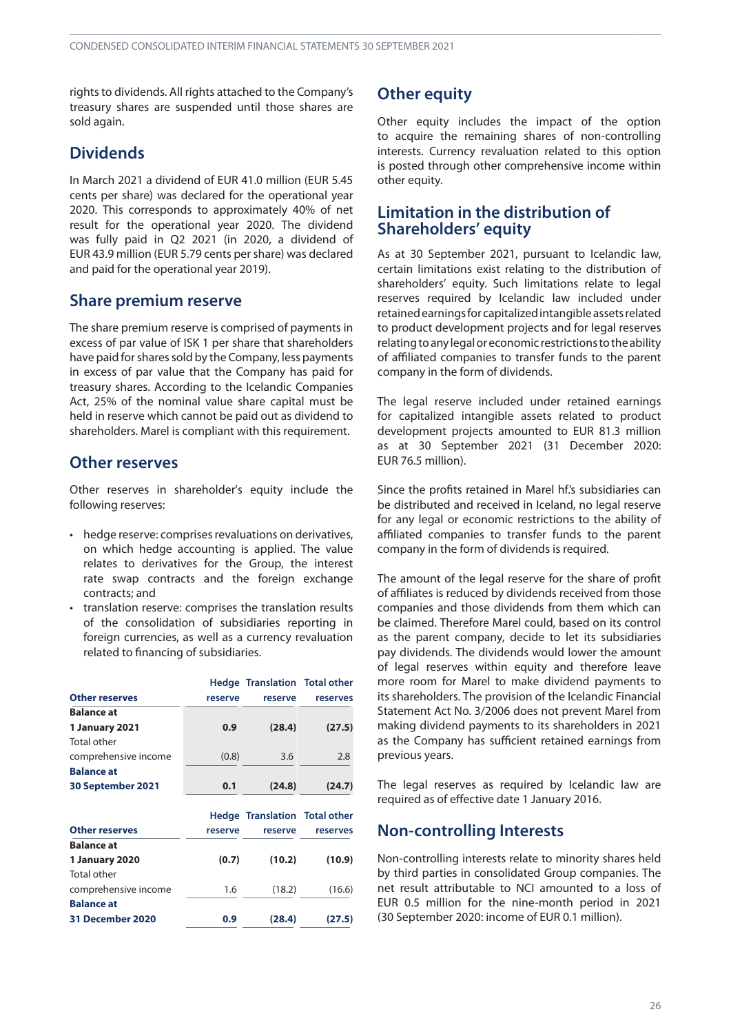rights to dividends. All rights attached to the Company's treasury shares are suspended until those shares are sold again.

## Dividends

In March 2021 a dividend of EUR 41.0 million (EUR 5.45 cents per share) was declared for the operational year 2020. This corresponds to approximately 40% of net result for the operational year 2020. The dividend was fully paid in Q2 2021 (in 2020, a dividend of EUR 43.9 million (EUR 5.79 cents per share) was declared and paid for the operational year 2019).

## Share premium reserve

The share premium reserve is comprised of payments in excess of par value of ISK 1 per share that shareholders have paid for shares sold by the Company, less payments in excess of par value that the Company has paid for treasury shares. According to the Icelandic Companies Act, 25% of the nominal value share capital must be held in reserve which cannot be paid out as dividend to shareholders. Marel is compliant with this requirement.

## Other reserves

Other reserves in shareholder's equity include the following reserves:

- hedge reserve: comprises revaluations on derivatives, on which hedge accounting is applied. The value relates to derivatives for the Group, the interest rate swap contracts and the foreign exchange contracts; and
- translation reserve: comprises the translation results of the consolidation of subsidiaries reporting in foreign currencies, as well as a currency revaluation related to financing of subsidiaries.

| Other reserves | Hedge reserve | Translation reserve | Total other reserves |
|---|---|---|---|
| **Balance at 1 January 2021** | **0.9** | **(28.4)** | **(27.5)** |
| Total other comprehensive income | (0.8) | 3.6 | 2.8 |
| **Balance at 30 September 2021** | **0.1** | **(24.8)** | **(24.7)** |

| Other reserves | Hedge reserve | Translation reserve | Total other reserves |
|---|---|---|---|
| **Balance at 1 January 2020** | **(0.7)** | **(10.2)** | **(10.9)** |
| Total other comprehensive income | 1.6 | (18.2) | (16.6) |
| **Balance at 31 December 2020** | **0.9** | **(28.4)** | **(27.5)** |

## Other equity

Other equity includes the impact of the option to acquire the remaining shares of non-controlling interests. Currency revaluation related to this option is posted through other comprehensive income within other equity.

## Limitation in the distribution of Shareholders' equity

As at 30 September 2021, pursuant to Icelandic law, certain limitations exist relating to the distribution of shareholders' equity. Such limitations relate to legal reserves required by Icelandic law included under retained earnings for capitalized intangible assets related to product development projects and for legal reserves relating to any legal or economic restrictions to the ability of affiliated companies to transfer funds to the parent company in the form of dividends.

The legal reserve included under retained earnings for capitalized intangible assets related to product development projects amounted to EUR 81.3 million as at 30 September 2021 (31 December 2020: EUR 76.5 million).

Since the profits retained in Marel hf.'s subsidiaries can be distributed and received in Iceland, no legal reserve for any legal or economic restrictions to the ability of affiliated companies to transfer funds to the parent company in the form of dividends is required.

The amount of the legal reserve for the share of profit of affiliates is reduced by dividends received from those companies and those dividends from them which can be claimed. Therefore Marel could, based on its control as the parent company, decide to let its subsidiaries pay dividends. The dividends would lower the amount of legal reserves within equity and therefore leave more room for Marel to make dividend payments to its shareholders. The provision of the Icelandic Financial Statement Act No. 3/2006 does not prevent Marel from making dividend payments to its shareholders in 2021 as the Company has sufficient retained earnings from previous years.

The legal reserves as required by Icelandic law are required as of effective date 1 January 2016.

## Non-controlling Interests

Non-controlling interests relate to minority shares held by third parties in consolidated Group companies. The net result attributable to NCI amounted to a loss of EUR 0.5 million for the nine-month period in 2021 (30 September 2020: income of EUR 0.1 million).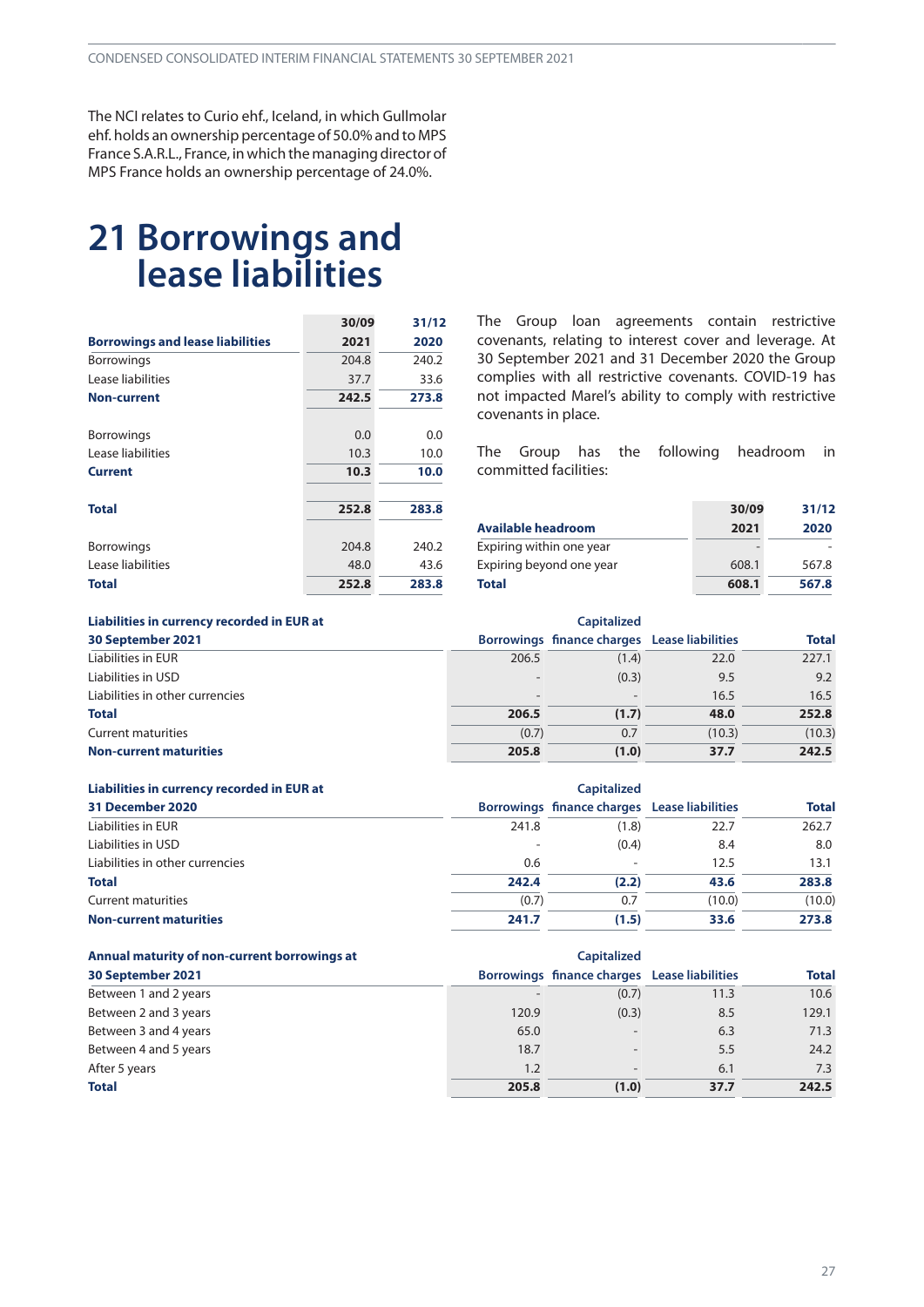The NCI relates to Curio ehf., Iceland, in which Gullmolar ehf. holds an ownership percentage of 50.0% and to MPS France S.A.R.L., France, in which the managing director of MPS France holds an ownership percentage of 24.0%.

# 21 Borrowings and lease liabilities

| Borrowings and lease liabilities | 30/09 2021 | 31/12 2020 |
|---|---|---|
| Borrowings | 204.8 | 240.2 |
| Lease liabilities | 37.7 | 33.6 |
| **Non-current** | **242.5** | **273.8** |
| | | |
| Borrowings | 0.0 | 0.0 |
| Lease liabilities | 10.3 | 10.0 |
| **Current** | **10.3** | **10.0** |
| | | |
| **Total** | **252.8** | **283.8** |
| | | |
| Borrowings | 204.8 | 240.2 |
| Lease liabilities | 48.0 | 43.6 |
| **Total** | **252.8** | **283.8** |

The Group loan agreements contain restrictive covenants, relating to interest cover and leverage. At 30 September 2021 and 31 December 2020 the Group complies with all restrictive covenants. COVID-19 has not impacted Marel's ability to comply with restrictive covenants in place.

The Group has the following headroom in committed facilities:

| Available headroom | 30/09 2021 | 31/12 2020 |
|---|---|---|
| Expiring within one year | - | - |
| Expiring beyond one year | 608.1 | 567.8 |
| **Total** | **608.1** | **567.8** |

| Liabilities in currency recorded in EUR at 30 September 2021 | Borrowings | Capitalized finance charges | Lease liabilities | Total |
|---|---|---|---|---|
| Liabilities in EUR | 206.5 | (1.4) | 22.0 | 227.1 |
| Liabilities in USD | - | (0.3) | 9.5 | 9.2 |
| Liabilities in other currencies | - | - | 16.5 | 16.5 |
| **Total** | **206.5** | **(1.7)** | **48.0** | **252.8** |
| Current maturities | (0.7) | 0.7 | (10.3) | (10.3) |
| **Non-current maturities** | **205.8** | **(1.0)** | **37.7** | **242.5** |

| Liabilities in currency recorded in EUR at 31 December 2020 | Borrowings | Capitalized finance charges | Lease liabilities | Total |
|---|---|---|---|---|
| Liabilities in EUR | 241.8 | (1.8) | 22.7 | 262.7 |
| Liabilities in USD | - | (0.4) | 8.4 | 8.0 |
| Liabilities in other currencies | 0.6 | - | 12.5 | 13.1 |
| **Total** | **242.4** | **(2.2)** | **43.6** | **283.8** |
| Current maturities | (0.7) | 0.7 | (10.0) | (10.0) |
| **Non-current maturities** | **241.7** | **(1.5)** | **33.6** | **273.8** |

| Annual maturity of non-current borrowings at 30 September 2021 | Borrowings | Capitalized finance charges | Lease liabilities | Total |
|---|---|---|---|---|
| Between 1 and 2 years | - | (0.7) | 11.3 | 10.6 |
| Between 2 and 3 years | 120.9 | (0.3) | 8.5 | 129.1 |
| Between 3 and 4 years | 65.0 | - | 6.3 | 71.3 |
| Between 4 and 5 years | 18.7 | - | 5.5 | 24.2 |
| After 5 years | 1.2 | - | 6.1 | 7.3 |
| **Total** | **205.8** | **(1.0)** | **37.7** | **242.5** |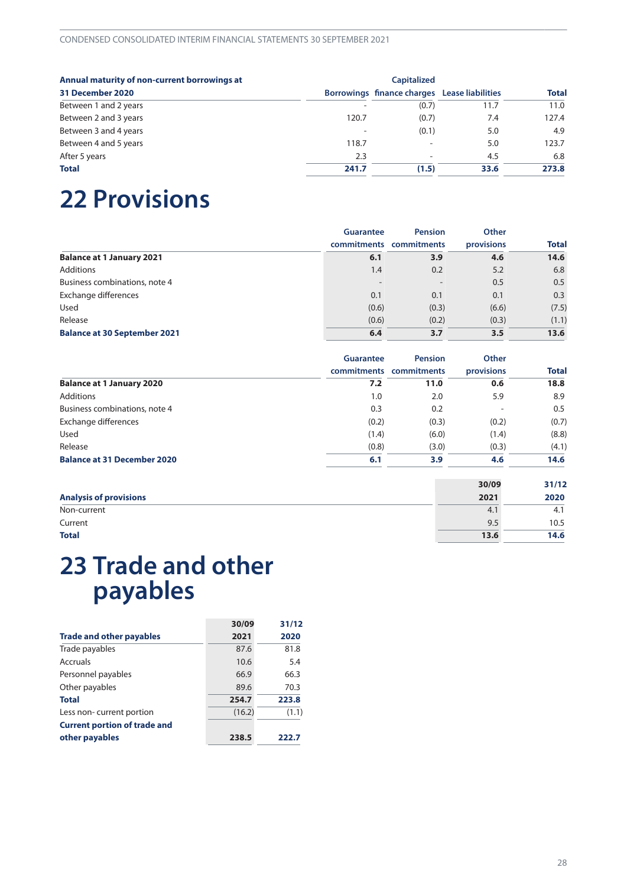| Annual maturity of non-current borrowings at 31 December 2020 | Borrowings | Capitalized finance charges | Lease liabilities | Total |
|---|---|---|---|---|
| Between 1 and 2 years | - | (0.7) | 11.7 | 11.0 |
| Between 2 and 3 years | 120.7 | (0.7) | 7.4 | 127.4 |
| Between 3 and 4 years | - | (0.1) | 5.0 | 4.9 |
| Between 4 and 5 years | 118.7 | - | 5.0 | 123.7 |
| After 5 years | 2.3 | - | 4.5 | 6.8 |
| **Total** | **241.7** | **(1.5)** | **33.6** | **273.8** |

# 22 Provisions

| | Guarantee commitments | Pension commitments | Other provisions | Total |
|---|---|---|---|---|
| **Balance at 1 January 2021** | **6.1** | **3.9** | **4.6** | **14.6** |
| Additions | 1.4 | 0.2 | 5.2 | 6.8 |
| Business combinations, note 4 | - | - | 0.5 | 0.5 |
| Exchange differences | 0.1 | 0.1 | 0.1 | 0.3 |
| Used | (0.6) | (0.3) | (6.6) | (7.5) |
| Release | (0.6) | (0.2) | (0.3) | (1.1) |
| **Balance at 30 September 2021** | **6.4** | **3.7** | **3.5** | **13.6** |

| | Guarantee commitments | Pension commitments | Other provisions | Total |
|---|---|---|---|---|
| **Balance at 1 January 2020** | **7.2** | **11.0** | **0.6** | **18.8** |
| Additions | 1.0 | 2.0 | 5.9 | 8.9 |
| Business combinations, note 4 | 0.3 | 0.2 | - | 0.5 |
| Exchange differences | (0.2) | (0.3) | (0.2) | (0.7) |
| Used | (1.4) | (6.0) | (1.4) | (8.8) |
| Release | (0.8) | (3.0) | (0.3) | (4.1) |
| **Balance at 31 December 2020** | **6.1** | **3.9** | **4.6** | **14.6** |

| Analysis of provisions | 30/09 2021 | 31/12 2020 |
|---|---|---|
| Non-current | 4.1 | 4.1 |
| Current | 9.5 | 10.5 |
| **Total** | **13.6** | **14.6** |

# 23 Trade and other payables

| Trade and other payables | 30/09 2021 | 31/12 2020 |
|---|---|---|
| Trade payables | 87.6 | 81.8 |
| Accruals | 10.6 | 5.4 |
| Personnel payables | 66.9 | 66.3 |
| Other payables | 89.6 | 70.3 |
| **Total** | **254.7** | **223.8** |
| Less non- current portion | (16.2) | (1.1) |
| **Current portion of trade and other payables** | **238.5** | **222.7** |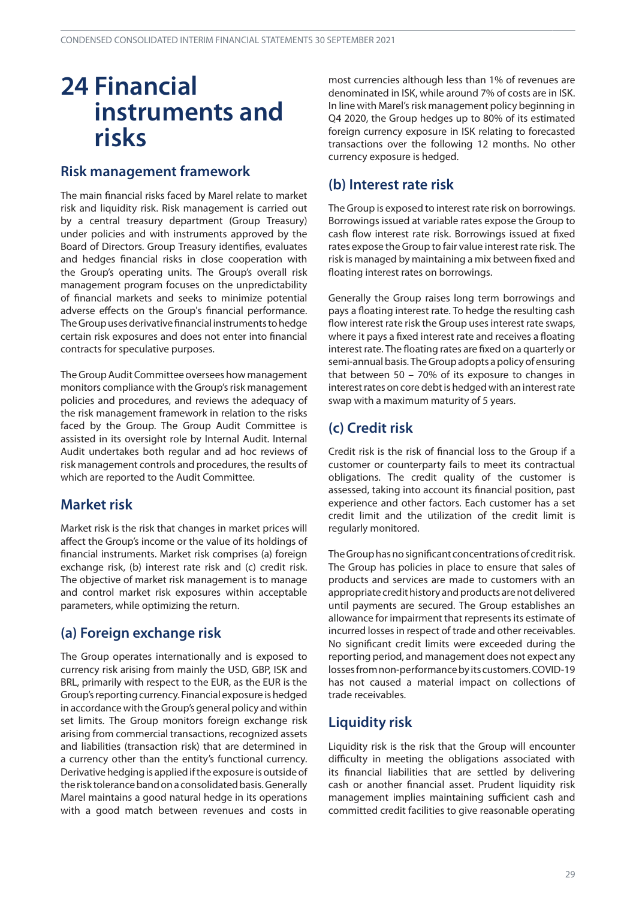# 24 Financial instruments and risks

## Risk management framework

The main financial risks faced by Marel relate to market risk and liquidity risk. Risk management is carried out by a central treasury department (Group Treasury) under policies and with instruments approved by the Board of Directors. Group Treasury identifies, evaluates and hedges financial risks in close cooperation with the Group's operating units. The Group's overall risk management program focuses on the unpredictability of financial markets and seeks to minimize potential adverse effects on the Group's financial performance. The Group uses derivative financial instruments to hedge certain risk exposures and does not enter into financial contracts for speculative purposes.

The Group Audit Committee oversees how management monitors compliance with the Group's risk management policies and procedures, and reviews the adequacy of the risk management framework in relation to the risks faced by the Group. The Group Audit Committee is assisted in its oversight role by Internal Audit. Internal Audit undertakes both regular and ad hoc reviews of risk management controls and procedures, the results of which are reported to the Audit Committee.

## Market risk

Market risk is the risk that changes in market prices will affect the Group's income or the value of its holdings of financial instruments. Market risk comprises (a) foreign exchange risk, (b) interest rate risk and (c) credit risk. The objective of market risk management is to manage and control market risk exposures within acceptable parameters, while optimizing the return.

## (a) Foreign exchange risk

The Group operates internationally and is exposed to currency risk arising from mainly the USD, GBP, ISK and BRL, primarily with respect to the EUR, as the EUR is the Group's reporting currency. Financial exposure is hedged in accordance with the Group's general policy and within set limits. The Group monitors foreign exchange risk arising from commercial transactions, recognized assets and liabilities (transaction risk) that are determined in a currency other than the entity's functional currency. Derivative hedging is applied if the exposure is outside of the risk tolerance band on a consolidated basis. Generally Marel maintains a good natural hedge in its operations with a good match between revenues and costs in most currencies although less than 1% of revenues are denominated in ISK, while around 7% of costs are in ISK. In line with Marel's risk management policy beginning in Q4 2020, the Group hedges up to 80% of its estimated foreign currency exposure in ISK relating to forecasted transactions over the following 12 months. No other currency exposure is hedged.

## (b) Interest rate risk

The Group is exposed to interest rate risk on borrowings. Borrowings issued at variable rates expose the Group to cash flow interest rate risk. Borrowings issued at fixed rates expose the Group to fair value interest rate risk. The risk is managed by maintaining a mix between fixed and floating interest rates on borrowings.

Generally the Group raises long term borrowings and pays a floating interest rate. To hedge the resulting cash flow interest rate risk the Group uses interest rate swaps, where it pays a fixed interest rate and receives a floating interest rate. The floating rates are fixed on a quarterly or semi-annual basis. The Group adopts a policy of ensuring that between 50 – 70% of its exposure to changes in interest rates on core debt is hedged with an interest rate swap with a maximum maturity of 5 years.

## (c) Credit risk

Credit risk is the risk of financial loss to the Group if a customer or counterparty fails to meet its contractual obligations. The credit quality of the customer is assessed, taking into account its financial position, past experience and other factors. Each customer has a set credit limit and the utilization of the credit limit is regularly monitored.

The Group has no significant concentrations of credit risk. The Group has policies in place to ensure that sales of products and services are made to customers with an appropriate credit history and products are not delivered until payments are secured. The Group establishes an allowance for impairment that represents its estimate of incurred losses in respect of trade and other receivables. No significant credit limits were exceeded during the reporting period, and management does not expect any losses from non-performance by its customers. COVID-19 has not caused a material impact on collections of trade receivables.

## Liquidity risk

Liquidity risk is the risk that the Group will encounter difficulty in meeting the obligations associated with its financial liabilities that are settled by delivering cash or another financial asset. Prudent liquidity risk management implies maintaining sufficient cash and committed credit facilities to give reasonable operating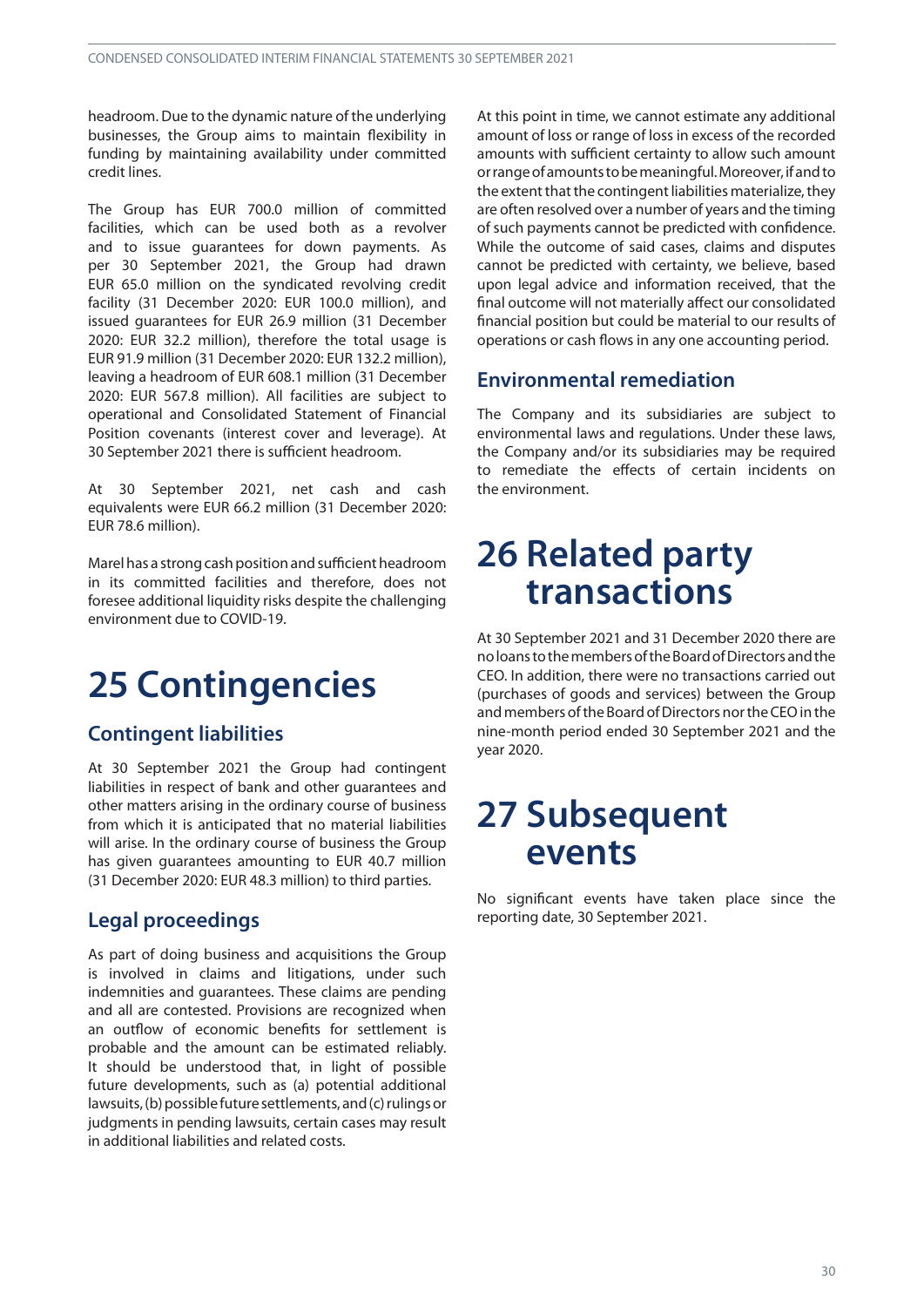headroom. Due to the dynamic nature of the underlying businesses, the Group aims to maintain flexibility in funding by maintaining availability under committed credit lines.

The Group has EUR 700.0 million of committed facilities, which can be used both as a revolver and to issue guarantees for down payments. As per 30 September 2021, the Group had drawn EUR 65.0 million on the syndicated revolving credit facility (31 December 2020: EUR 100.0 million), and issued guarantees for EUR 26.9 million (31 December 2020: EUR 32.2 million), therefore the total usage is EUR 91.9 million (31 December 2020: EUR 132.2 million), leaving a headroom of EUR 608.1 million (31 December 2020: EUR 567.8 million). All facilities are subject to operational and Consolidated Statement of Financial Position covenants (interest cover and leverage). At 30 September 2021 there is sufficient headroom.

At 30 September 2021, net cash and cash equivalents were EUR 66.2 million (31 December 2020: EUR 78.6 million).

Marel has a strong cash position and sufficient headroom in its committed facilities and therefore, does not foresee additional liquidity risks despite the challenging environment due to COVID-19.

# 25 Contingencies

## Contingent liabilities

At 30 September 2021 the Group had contingent liabilities in respect of bank and other guarantees and other matters arising in the ordinary course of business from which it is anticipated that no material liabilities will arise. In the ordinary course of business the Group has given guarantees amounting to EUR 40.7 million (31 December 2020: EUR 48.3 million) to third parties.

## Legal proceedings

As part of doing business and acquisitions the Group is involved in claims and litigations, under such indemnities and guarantees. These claims are pending and all are contested. Provisions are recognized when an outflow of economic benefits for settlement is probable and the amount can be estimated reliably. It should be understood that, in light of possible future developments, such as (a) potential additional lawsuits, (b) possible future settlements, and (c) rulings or judgments in pending lawsuits, certain cases may result in additional liabilities and related costs.

At this point in time, we cannot estimate any additional amount of loss or range of loss in excess of the recorded amounts with sufficient certainty to allow such amount or range of amounts to be meaningful. Moreover, if and to the extent that the contingent liabilities materialize, they are often resolved over a number of years and the timing of such payments cannot be predicted with confidence. While the outcome of said cases, claims and disputes cannot be predicted with certainty, we believe, based upon legal advice and information received, that the final outcome will not materially affect our consolidated financial position but could be material to our results of operations or cash flows in any one accounting period.

## Environmental remediation

The Company and its subsidiaries are subject to environmental laws and regulations. Under these laws, the Company and/or its subsidiaries may be required to remediate the effects of certain incidents on the environment.

# 26 Related party transactions

At 30 September 2021 and 31 December 2020 there are no loans to the members of the Board of Directors and the CEO. In addition, there were no transactions carried out (purchases of goods and services) between the Group and members of the Board of Directors nor the CEO in the nine-month period ended 30 September 2021 and the year 2020.

# 27 Subsequent events

No significant events have taken place since the reporting date, 30 September 2021.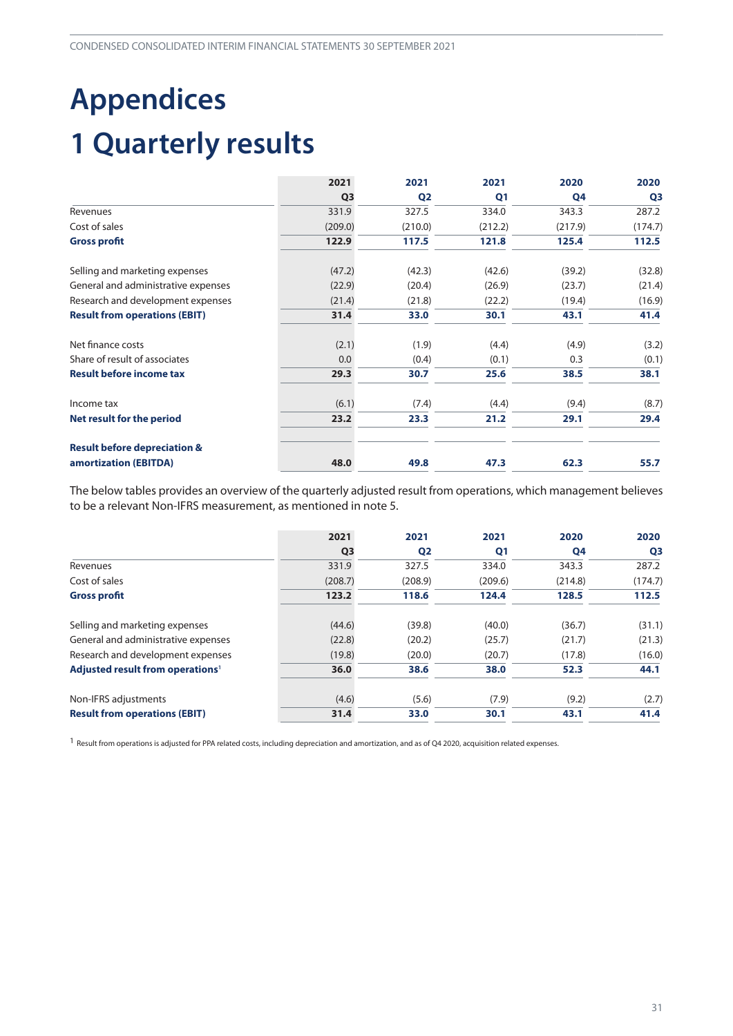# Appendices

# 1 Quarterly results

| | 2021 Q3 | 2021 Q2 | 2021 Q1 | 2020 Q4 | 2020 Q3 |
|---|---|---|---|---|---|
| Revenues | 331.9 | 327.5 | 334.0 | 343.3 | 287.2 |
| Cost of sales | (209.0) | (210.0) | (212.2) | (217.9) | (174.7) |
| **Gross profit** | **122.9** | **117.5** | **121.8** | **125.4** | **112.5** |
| | | | | | |
| Selling and marketing expenses | (47.2) | (42.3) | (42.6) | (39.2) | (32.8) |
| General and administrative expenses | (22.9) | (20.4) | (26.9) | (23.7) | (21.4) |
| Research and development expenses | (21.4) | (21.8) | (22.2) | (19.4) | (16.9) |
| **Result from operations (EBIT)** | **31.4** | **33.0** | **30.1** | **43.1** | **41.4** |
| | | | | | |
| Net finance costs | (2.1) | (1.9) | (4.4) | (4.9) | (3.2) |
| Share of result of associates | 0.0 | (0.4) | (0.1) | 0.3 | (0.1) |
| **Result before income tax** | **29.3** | **30.7** | **25.6** | **38.5** | **38.1** |
| | | | | | |
| Income tax | (6.1) | (7.4) | (4.4) | (9.4) | (8.7) |
| **Net result for the period** | **23.2** | **23.3** | **21.2** | **29.1** | **29.4** |
| | | | | | |
| **Result before depreciation & amortization (EBITDA)** | **48.0** | **49.8** | **47.3** | **62.3** | **55.7** |

The below tables provides an overview of the quarterly adjusted result from operations, which management believes to be a relevant Non-IFRS measurement, as mentioned in note 5.

| | 2021 Q3 | 2021 Q2 | 2021 Q1 | 2020 Q4 | 2020 Q3 |
|---|---|---|---|---|---|
| Revenues | 331.9 | 327.5 | 334.0 | 343.3 | 287.2 |
| Cost of sales | (208.7) | (208.9) | (209.6) | (214.8) | (174.7) |
| **Gross profit** | **123.2** | **118.6** | **124.4** | **128.5** | **112.5** |
| | | | | | |
| Selling and marketing expenses | (44.6) | (39.8) | (40.0) | (36.7) | (31.1) |
| General and administrative expenses | (22.8) | (20.2) | (25.7) | (21.7) | (21.3) |
| Research and development expenses | (19.8) | (20.0) | (20.7) | (17.8) | (16.0) |
| **Adjusted result from operations[1]** | **36.0** | **38.6** | **38.0** | **52.3** | **44.1** |
| | | | | | |
| Non-IFRS adjustments | (4.6) | (5.6) | (7.9) | (9.2) | (2.7) |
| **Result from operations (EBIT)** | **31.4** | **33.0** | **30.1** | **43.1** | **41.4** |

[1] Result from operations is adjusted for PPA related costs, including depreciation and amortization, and as of Q4 2020, acquisition related expenses.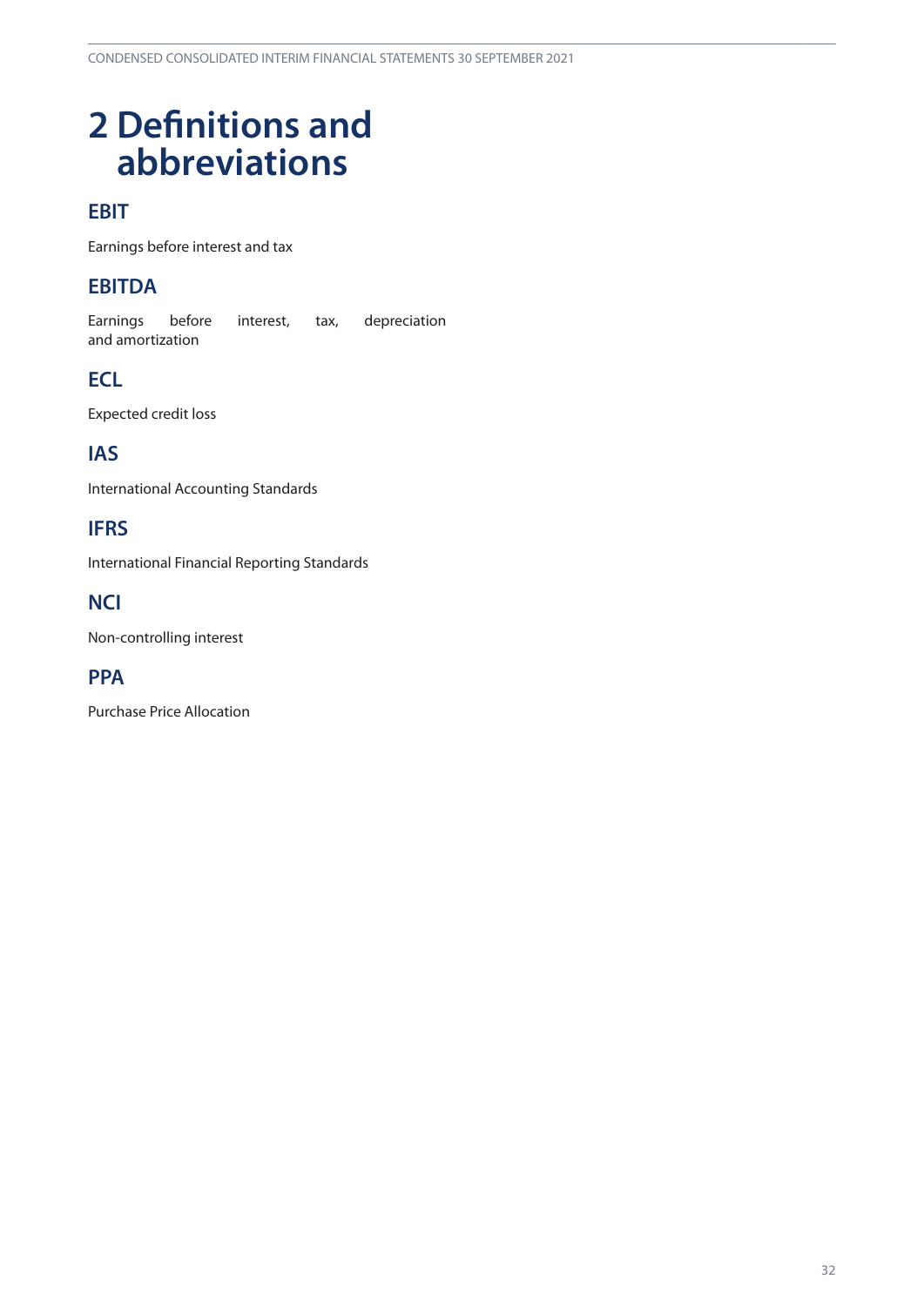# 2 Definitions and abbreviations

## EBIT

Earnings before interest and tax

## EBITDA

Earnings before interest, tax, depreciation and amortization

## ECL

Expected credit loss

## IAS

International Accounting Standards

## IFRS

International Financial Reporting Standards

## NCI

Non-controlling interest

## PPA

Purchase Price Allocation